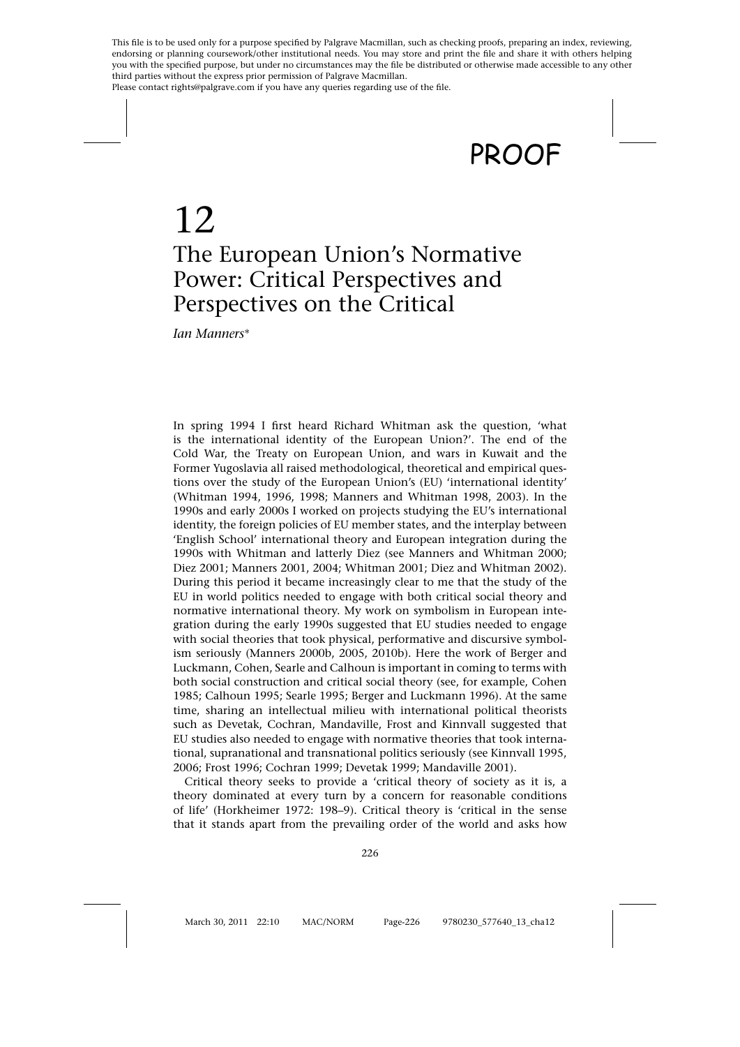# 12

# The European Union's Normative Power: Critical Perspectives and Perspectives on the Critical

*Ian Manners\**

In spring 1994 I first heard Richard Whitman ask the question, 'what is the international identity of the European Union?'. The end of the Cold War, the Treaty on European Union, and wars in Kuwait and the Former Yugoslavia all raised methodological, theoretical and empirical questions over the study of the European Union's (EU) 'international identity' (Whitman 1994, 1996, 1998; Manners and Whitman 1998, 2003). In the 1990s and early 2000s I worked on projects studying the EU's international identity, the foreign policies of EU member states, and the interplay between 'English School' international theory and European integration during the 1990s with Whitman and latterly Diez (see Manners and Whitman 2000; Diez 2001; Manners 2001, 2004; Whitman 2001; Diez and Whitman 2002). During this period it became increasingly clear to me that the study of the EU in world politics needed to engage with both critical social theory and normative international theory. My work on symbolism in European integration during the early 1990s suggested that EU studies needed to engage with social theories that took physical, performative and discursive symbolism seriously (Manners 2000b, 2005, 2010b). Here the work of Berger and Luckmann, Cohen, Searle and Calhoun is important in coming to terms with both social construction and critical social theory (see, for example, Cohen 1985; Calhoun 1995; Searle 1995; Berger and Luckmann 1996). At the same time, sharing an intellectual milieu with international political theorists such as Devetak, Cochran, Mandaville, Frost and Kinnvall suggested that EU studies also needed to engage with normative theories that took international, supranational and transnational politics seriously (see Kinnvall 1995, 2006; Frost 1996; Cochran 1999; Devetak 1999; Mandaville 2001).

Critical theory seeks to provide a 'critical theory of society as it is, a theory dominated at every turn by a concern for reasonable conditions of life' (Horkheimer 1972: 198–9). Critical theory is 'critical in the sense that it stands apart from the prevailing order of the world and asks how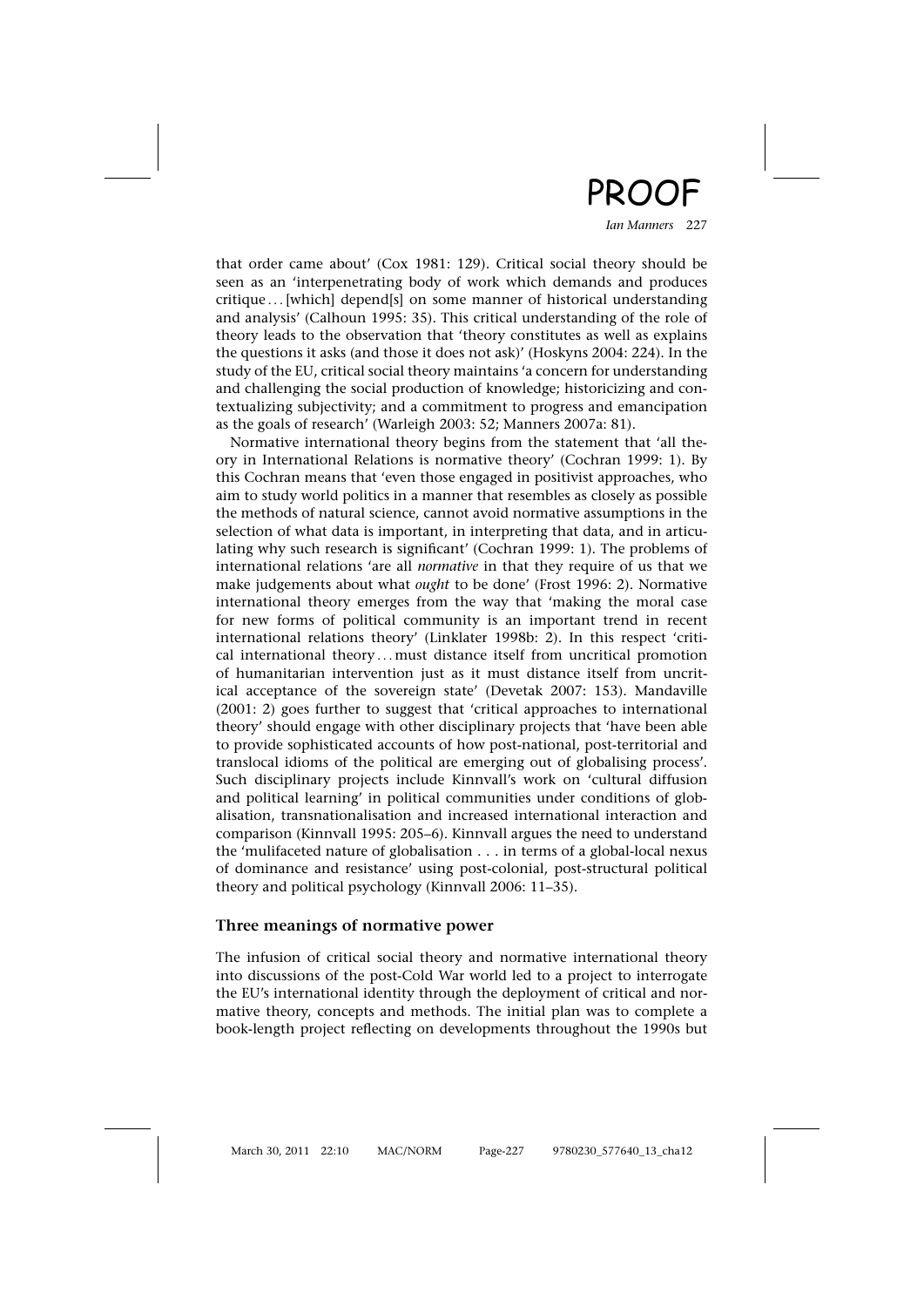that order came about' (Cox 1981: 129). Critical social theory should be seen as an 'interpenetrating body of work which demands and produces critique ... [which] depend[s] on some manner of historical understanding and analysis' (Calhoun 1995: 35). This critical understanding of the role of theory leads to the observation that 'theory constitutes as well as explains the questions it asks (and those it does not ask)' (Hoskyns 2004: 224). In the study of the EU, critical social theory maintains 'a concern for understanding and challenging the social production of knowledge; historicizing and contextualizing subjectivity; and a commitment to progress and emancipation as the goals of research' (Warleigh 2003: 52; Manners 2007a: 81).

Normative international theory begins from the statement that 'all theory in International Relations is normative theory' (Cochran 1999: 1). By this Cochran means that 'even those engaged in positivist approaches, who aim to study world politics in a manner that resembles as closely as possible the methods of natural science, cannot avoid normative assumptions in the selection of what data is important, in interpreting that data, and in articulating why such research is significant' (Cochran 1999: 1). The problems of international relations 'are all *normative* in that they require of us that we make judgements about what *ought* to be done' (Frost 1996: 2). Normative international theory emerges from the way that 'making the moral case for new forms of political community is an important trend in recent international relations theory' (Linklater 1998b: 2). In this respect 'critical international theory ... must distance itself from uncritical promotion of humanitarian intervention just as it must distance itself from uncritical acceptance of the sovereign state' (Devetak 2007: 153). Mandaville (2001: 2) goes further to suggest that 'critical approaches to international theory' should engage with other disciplinary projects that 'have been able to provide sophisticated accounts of how post-national, post-territorial and translocal idioms of the political are emerging out of globalising process'. Such disciplinary projects include Kinnvall's work on 'cultural diffusion and political learning' in political communities under conditions of globalisation, transnationalisation and increased international interaction and comparison (Kinnvall 1995: 205–6). Kinnvall argues the need to understand the 'mulifaceted nature of globalisation . . . in terms of a global-local nexus of dominance and resistance' using post-colonial, post-structural political theory and political psychology (Kinnvall 2006: 11–35).

## Three meanings of normative power

The infusion of critical social theory and normative international theory into discussions of the post-Cold War world led to a project to interrogate the EU's international identity through the deployment of critical and normative theory, concepts and methods. The initial plan was to complete a book-length project reflecting on developments throughout the 1990s but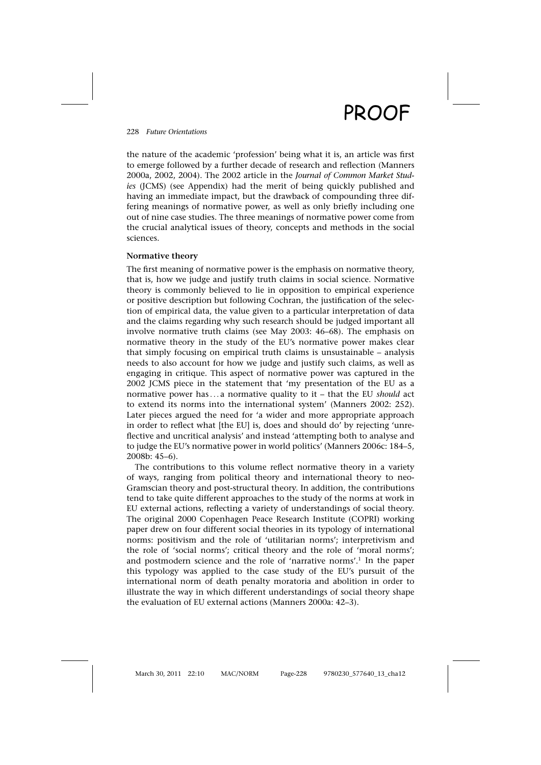the nature of the academic 'profession' being what it is, an article was first to emerge followed by a further decade of research and reflection (Manners 2000a, 2002, 2004). The 2002 article in the *Journal of Common Market Studies* (JCMS) (see Appendix) had the merit of being quickly published and having an immediate impact, but the drawback of compounding three differing meanings of normative power, as well as only briefly including one out of nine case studies. The three meanings of normative power come from the crucial analytical issues of theory, concepts and methods in the social sciences.

**Normative theory**

The first meaning of normative power is the emphasis on normative theory, that is, how we judge and justify truth claims in social science. Normative theory is commonly believed to lie in opposition to empirical experience or positive description but following Cochran, the justification of the selection of empirical data, the value given to a particular interpretation of data and the claims regarding why such research should be judged important all involve normative truth claims (see May 2003: 46–68). The emphasis on normative theory in the study of the EU's normative power makes clear that simply focusing on empirical truth claims is unsustainable – analysis needs to also account for how we judge and justify such claims, as well as engaging in critique. This aspect of normative power was captured in the 2002 JCMS piece in the statement that 'my presentation of the EU as a normative power has . . . a normative quality to it – that the EU *should* act to extend its norms into the international system' (Manners 2002: 252). Later pieces argued the need for 'a wider and more appropriate approach in order to reflect what [the EU] is, does and should do' by rejecting 'unreflective and uncritical analysis' and instead 'attempting both to analyse and to judge the EU's normative power in world politics' (Manners 2006c: 184–5, 2008b: 45–6).

The contributions to this volume reflect normative theory in a variety of ways, ranging from political theory and international theory to neo-Gramscian theory and post-structural theory. In addition, the contributions tend to take quite different approaches to the study of the norms at work in EU external actions, reflecting a variety of understandings of social theory. The original 2000 Copenhagen Peace Research Institute (COPRI) working paper drew on four different social theories in its typology of international norms: positivism and the role of 'utilitarian norms'; interpretivism and the role of 'social norms'; critical theory and the role of 'moral norms'; and postmodern science and the role of 'narrative norms'.[1] In the paper this typology was applied to the case study of the EU's pursuit of the international norm of death penalty moratoria and abolition in order to illustrate the way in which different understandings of social theory shape the evaluation of EU external actions (Manners 2000a: 42–3).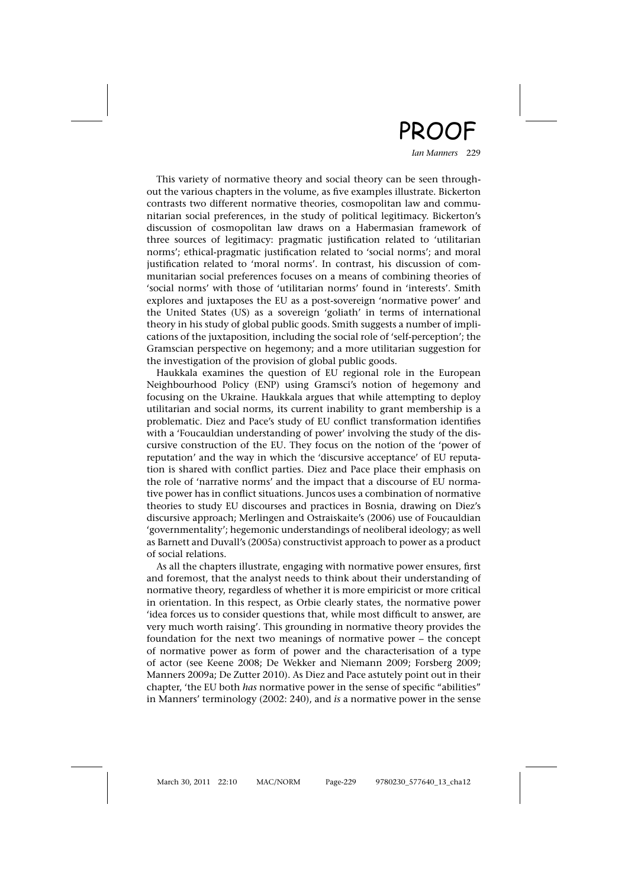This variety of normative theory and social theory can be seen throughout the various chapters in the volume, as five examples illustrate. Bickerton contrasts two different normative theories, cosmopolitan law and communitarian social preferences, in the study of political legitimacy. Bickerton's discussion of cosmopolitan law draws on a Habermasian framework of three sources of legitimacy: pragmatic justification related to 'utilitarian norms'; ethical-pragmatic justification related to 'social norms'; and moral justification related to 'moral norms'. In contrast, his discussion of communitarian social preferences focuses on a means of combining theories of 'social norms' with those of 'utilitarian norms' found in 'interests'. Smith explores and juxtaposes the EU as a post-sovereign 'normative power' and the United States (US) as a sovereign 'goliath' in terms of international theory in his study of global public goods. Smith suggests a number of implications of the juxtaposition, including the social role of 'self-perception'; the Gramscian perspective on hegemony; and a more utilitarian suggestion for the investigation of the provision of global public goods.

Haukkala examines the question of EU regional role in the European Neighbourhood Policy (ENP) using Gramsci's notion of hegemony and focusing on the Ukraine. Haukkala argues that while attempting to deploy utilitarian and social norms, its current inability to grant membership is a problematic. Diez and Pace's study of EU conflict transformation identifies with a 'Foucauldian understanding of power' involving the study of the discursive construction of the EU. They focus on the notion of the 'power of reputation' and the way in which the 'discursive acceptance' of EU reputation is shared with conflict parties. Diez and Pace place their emphasis on the role of 'narrative norms' and the impact that a discourse of EU normative power has in conflict situations. Juncos uses a combination of normative theories to study EU discourses and practices in Bosnia, drawing on Diez's discursive approach; Merlingen and Ostraiskaite's (2006) use of Foucauldian 'governmentality'; hegemonic understandings of neoliberal ideology; as well as Barnett and Duvall's (2005a) constructivist approach to power as a product of social relations.

As all the chapters illustrate, engaging with normative power ensures, first and foremost, that the analyst needs to think about their understanding of normative theory, regardless of whether it is more empiricist or more critical in orientation. In this respect, as Orbie clearly states, the normative power 'idea forces us to consider questions that, while most difficult to answer, are very much worth raising'. This grounding in normative theory provides the foundation for the next two meanings of normative power – the concept of normative power as form of power and the characterisation of a type of actor (see Keene 2008; De Wekker and Niemann 2009; Forsberg 2009; Manners 2009a; De Zutter 2010). As Diez and Pace astutely point out in their chapter, 'the EU both *has* normative power in the sense of specific "abilities" in Manners' terminology (2002: 240), and *is* a normative power in the sense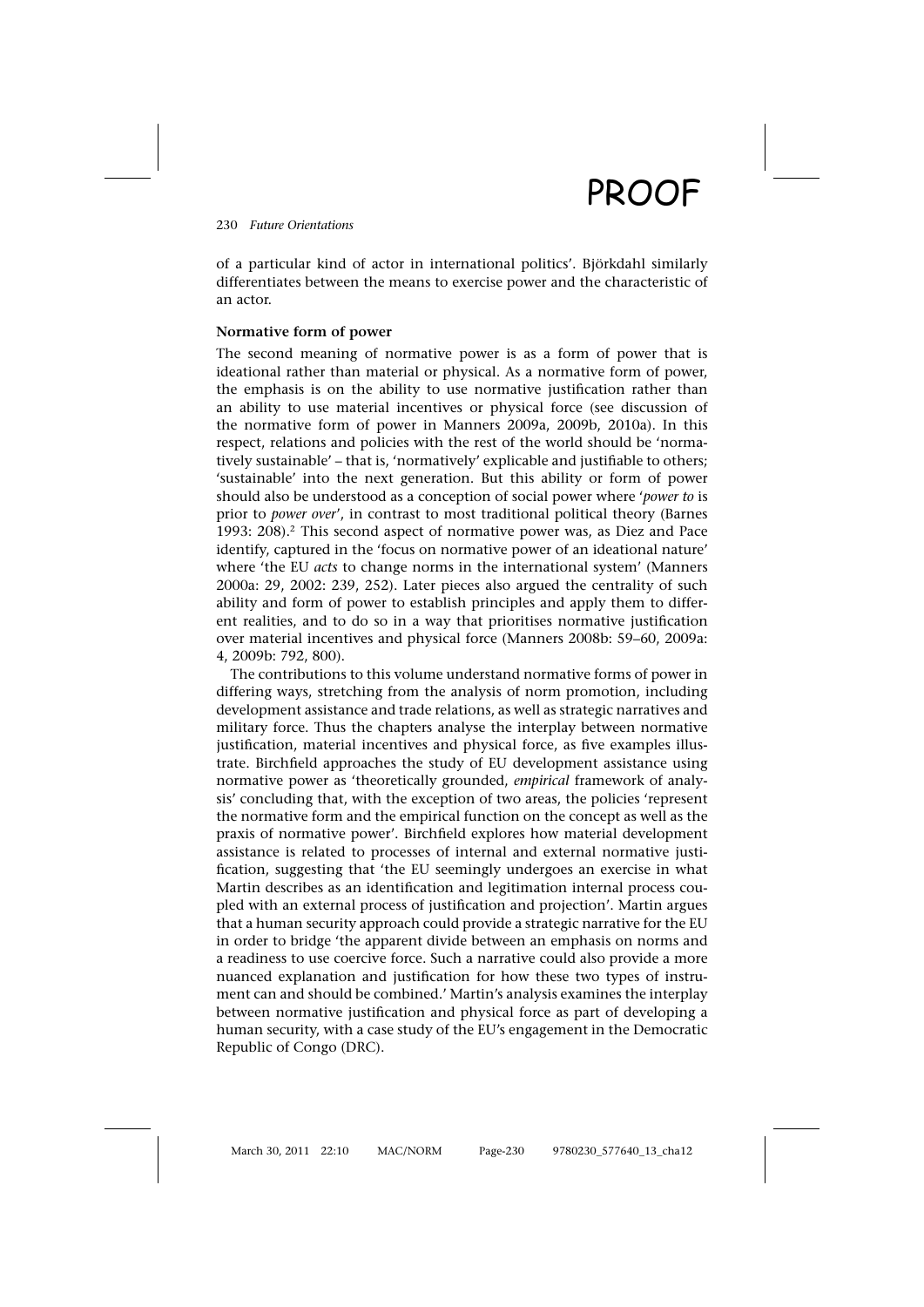of a particular kind of actor in international politics'. Björkdahl similarly differentiates between the means to exercise power and the characteristic of an actor.

### Normative form of power

The second meaning of normative power is as a form of power that is ideational rather than material or physical. As a normative form of power, the emphasis is on the ability to use normative justification rather than an ability to use material incentives or physical force (see discussion of the normative form of power in Manners 2009a, 2009b, 2010a). In this respect, relations and policies with the rest of the world should be 'normatively sustainable' – that is, 'normatively' explicable and justifiable to others; 'sustainable' into the next generation. But this ability or form of power should also be understood as a conception of social power where '*power to* is prior to *power over*', in contrast to most traditional political theory (Barnes 1993: 208).[2] This second aspect of normative power was, as Diez and Pace identify, captured in the 'focus on normative power of an ideational nature' where 'the EU *acts* to change norms in the international system' (Manners 2000a: 29, 2002: 239, 252). Later pieces also argued the centrality of such ability and form of power to establish principles and apply them to different realities, and to do so in a way that prioritises normative justification over material incentives and physical force (Manners 2008b: 59–60, 2009a: 4, 2009b: 792, 800).

The contributions to this volume understand normative forms of power in differing ways, stretching from the analysis of norm promotion, including development assistance and trade relations, as well as strategic narratives and military force. Thus the chapters analyse the interplay between normative justification, material incentives and physical force, as five examples illustrate. Birchfield approaches the study of EU development assistance using normative power as 'theoretically grounded, *empirical* framework of analysis' concluding that, with the exception of two areas, the policies 'represent the normative form and the empirical function on the concept as well as the praxis of normative power'. Birchfield explores how material development assistance is related to processes of internal and external normative justification, suggesting that 'the EU seemingly undergoes an exercise in what Martin describes as an identification and legitimation internal process coupled with an external process of justification and projection'. Martin argues that a human security approach could provide a strategic narrative for the EU in order to bridge 'the apparent divide between an emphasis on norms and a readiness to use coercive force. Such a narrative could also provide a more nuanced explanation and justification for how these two types of instrument can and should be combined.' Martin's analysis examines the interplay between normative justification and physical force as part of developing a human security, with a case study of the EU's engagement in the Democratic Republic of Congo (DRC).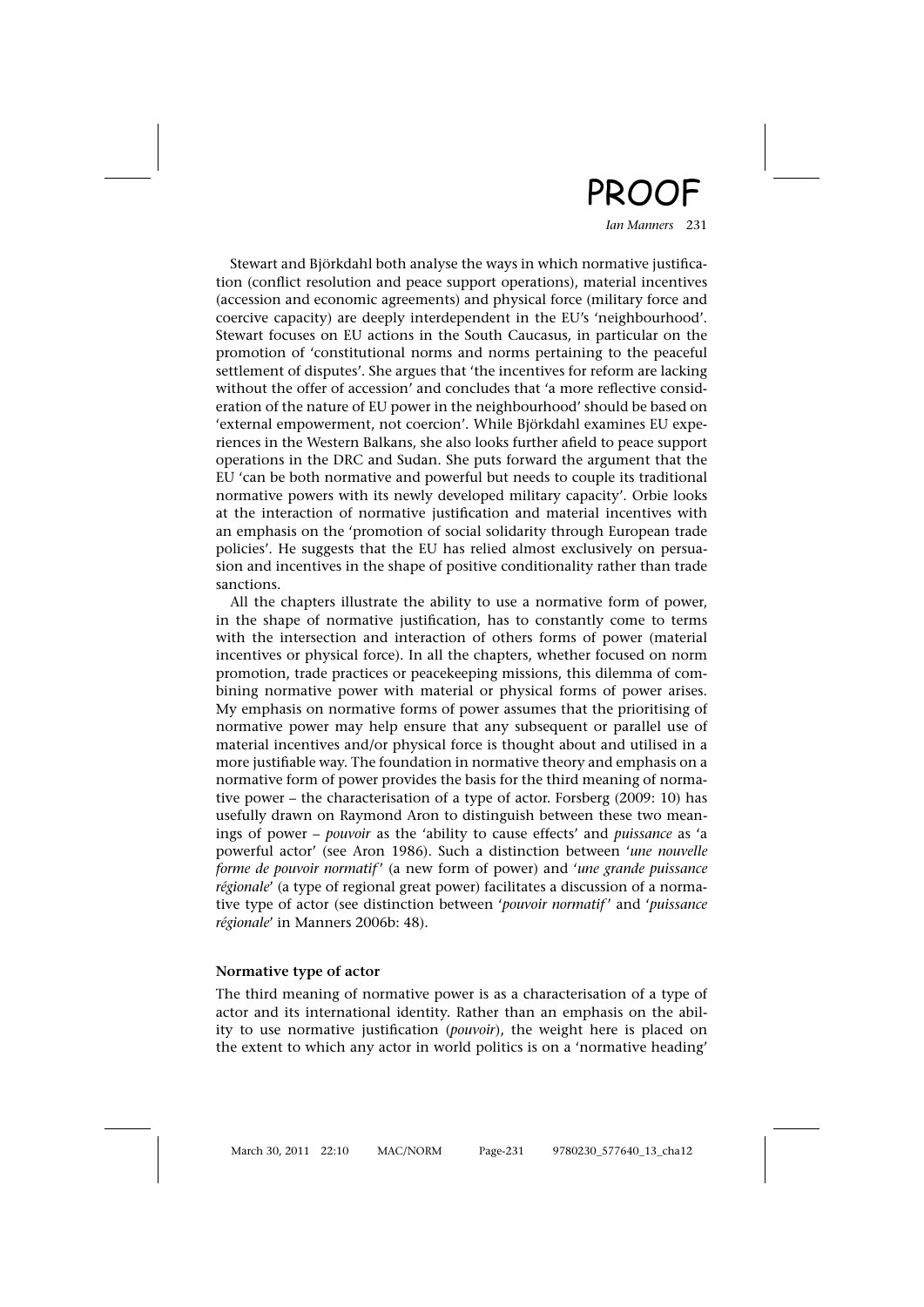Stewart and Björkdahl both analyse the ways in which normative justification (conflict resolution and peace support operations), material incentives (accession and economic agreements) and physical force (military force and coercive capacity) are deeply interdependent in the EU's 'neighbourhood'. Stewart focuses on EU actions in the South Caucasus, in particular on the promotion of 'constitutional norms and norms pertaining to the peaceful settlement of disputes'. She argues that 'the incentives for reform are lacking without the offer of accession' and concludes that 'a more reflective consideration of the nature of EU power in the neighbourhood' should be based on 'external empowerment, not coercion'. While Björkdahl examines EU experiences in the Western Balkans, she also looks further afield to peace support operations in the DRC and Sudan. She puts forward the argument that the EU 'can be both normative and powerful but needs to couple its traditional normative powers with its newly developed military capacity'. Orbie looks at the interaction of normative justification and material incentives with an emphasis on the 'promotion of social solidarity through European trade policies'. He suggests that the EU has relied almost exclusively on persuasion and incentives in the shape of positive conditionality rather than trade sanctions.

All the chapters illustrate the ability to use a normative form of power, in the shape of normative justification, has to constantly come to terms with the intersection and interaction of others forms of power (material incentives or physical force). In all the chapters, whether focused on norm promotion, trade practices or peacekeeping missions, this dilemma of combining normative power with material or physical forms of power arises. My emphasis on normative forms of power assumes that the prioritising of normative power may help ensure that any subsequent or parallel use of material incentives and/or physical force is thought about and utilised in a more justifiable way. The foundation in normative theory and emphasis on a normative form of power provides the basis for the third meaning of normative power – the characterisation of a type of actor. Forsberg (2009: 10) has usefully drawn on Raymond Aron to distinguish between these two meanings of power – *pouvoir* as the 'ability to cause effects' and *puissance* as 'a powerful actor' (see Aron 1986). Such a distinction between '*une nouvelle forme de pouvoir normatif*' (a new form of power) and '*une grande puissance régionale*' (a type of regional great power) facilitates a discussion of a normative type of actor (see distinction between '*pouvoir normatif*' and '*puissance régionale*' in Manners 2006b: 48).

### Normative type of actor

The third meaning of normative power is as a characterisation of a type of actor and its international identity. Rather than an emphasis on the ability to use normative justification (*pouvoir*), the weight here is placed on the extent to which any actor in world politics is on a 'normative heading'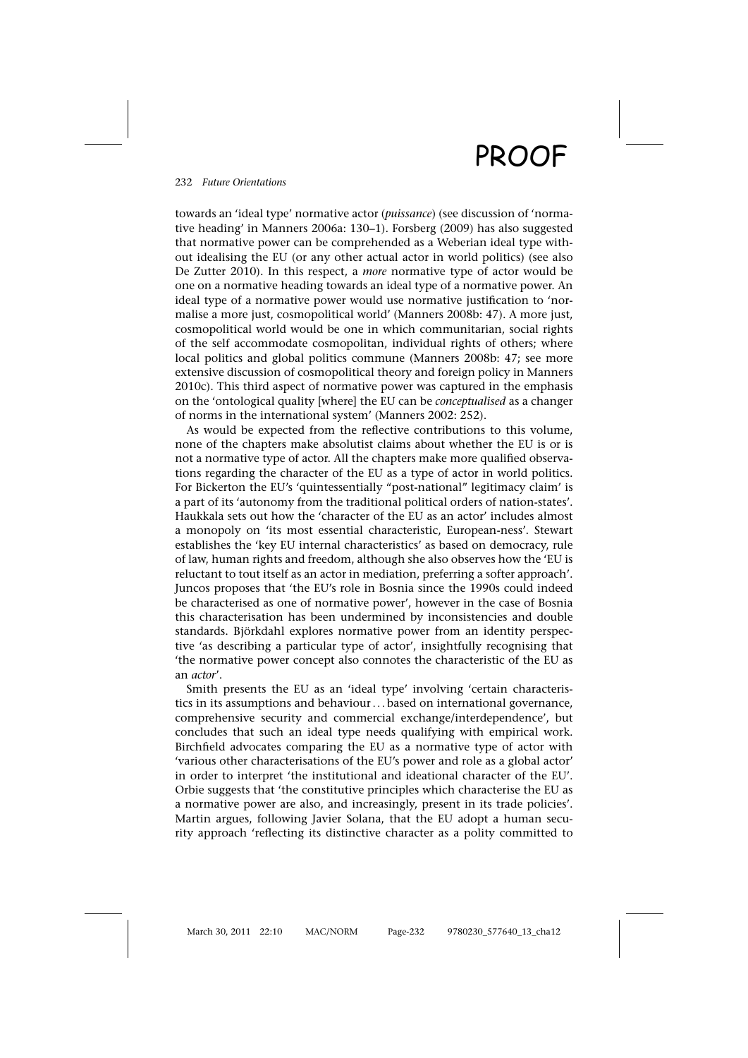towards an 'ideal type' normative actor (*puissance*) (see discussion of 'normative heading' in Manners 2006a: 130–1). Forsberg (2009) has also suggested that normative power can be comprehended as a Weberian ideal type without idealising the EU (or any other actual actor in world politics) (see also De Zutter 2010). In this respect, a *more* normative type of actor would be one on a normative heading towards an ideal type of a normative power. An ideal type of a normative power would use normative justification to 'normalise a more just, cosmopolitical world' (Manners 2008b: 47). A more just, cosmopolitical world would be one in which communitarian, social rights of the self accommodate cosmopolitan, individual rights of others; where local politics and global politics commune (Manners 2008b: 47; see more extensive discussion of cosmopolitical theory and foreign policy in Manners 2010c). This third aspect of normative power was captured in the emphasis on the 'ontological quality [where] the EU can be *conceptualised* as a changer of norms in the international system' (Manners 2002: 252).

As would be expected from the reflective contributions to this volume, none of the chapters make absolutist claims about whether the EU is or is not a normative type of actor. All the chapters make more qualified observations regarding the character of the EU as a type of actor in world politics. For Bickerton the EU's 'quintessentially "post-national" legitimacy claim' is a part of its 'autonomy from the traditional political orders of nation-states'. Haukkala sets out how the 'character of the EU as an actor' includes almost a monopoly on 'its most essential characteristic, European-ness'. Stewart establishes the 'key EU internal characteristics' as based on democracy, rule of law, human rights and freedom, although she also observes how the 'EU is reluctant to tout itself as an actor in mediation, preferring a softer approach'. Juncos proposes that 'the EU's role in Bosnia since the 1990s could indeed be characterised as one of normative power', however in the case of Bosnia this characterisation has been undermined by inconsistencies and double standards. Björkdahl explores normative power from an identity perspective 'as describing a particular type of actor', insightfully recognising that 'the normative power concept also connotes the characteristic of the EU as an *actor*'.

Smith presents the EU as an 'ideal type' involving 'certain characteristics in its assumptions and behaviour . . . based on international governance, comprehensive security and commercial exchange/interdependence', but concludes that such an ideal type needs qualifying with empirical work. Birchfield advocates comparing the EU as a normative type of actor with 'various other characterisations of the EU's power and role as a global actor' in order to interpret 'the institutional and ideational character of the EU'. Orbie suggests that 'the constitutive principles which characterise the EU as a normative power are also, and increasingly, present in its trade policies'. Martin argues, following Javier Solana, that the EU adopt a human security approach 'reflecting its distinctive character as a polity committed to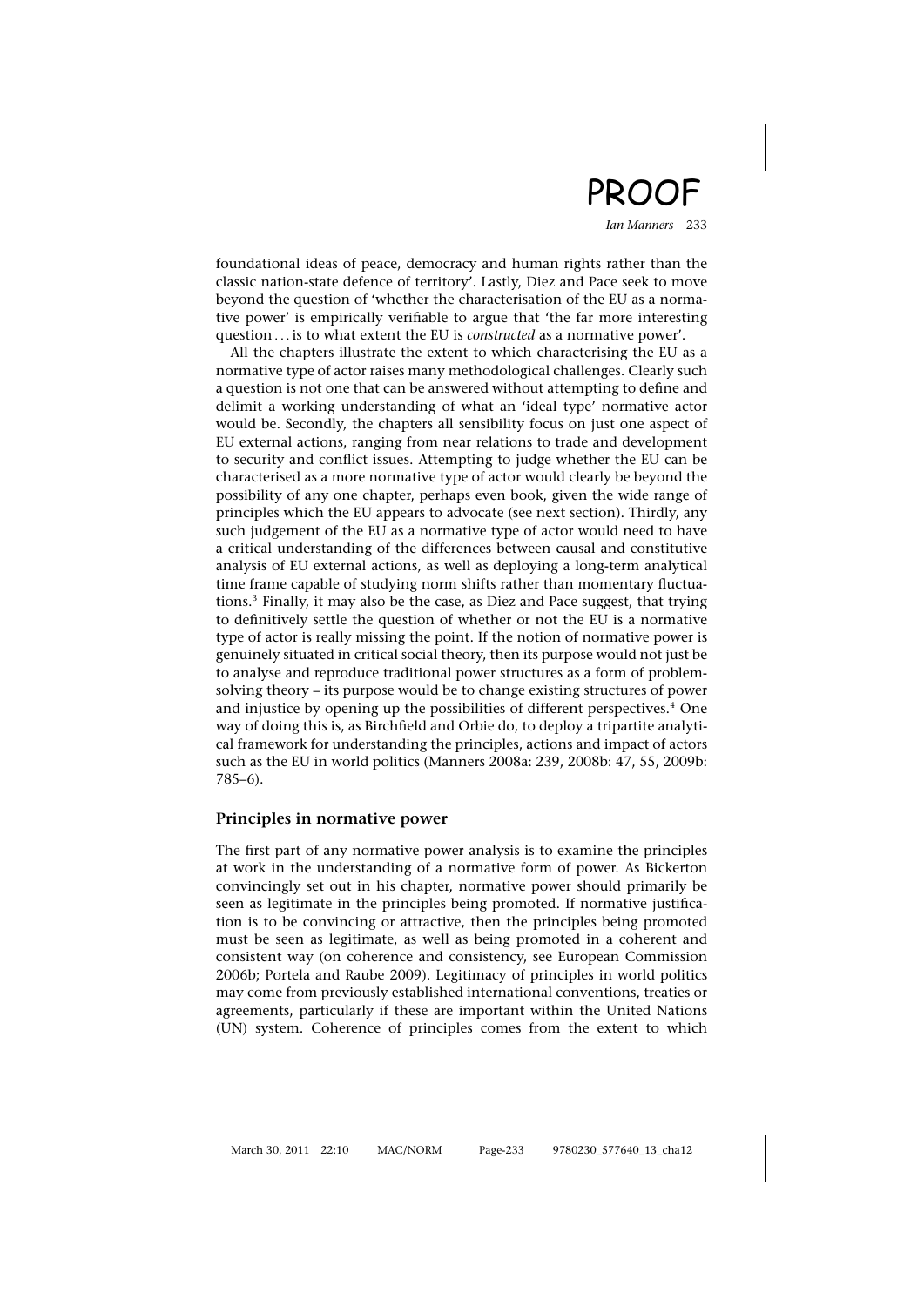foundational ideas of peace, democracy and human rights rather than the classic nation-state defence of territory'. Lastly, Diez and Pace seek to move beyond the question of 'whether the characterisation of the EU as a normative power' is empirically verifiable to argue that 'the far more interesting question ... is to what extent the EU is *constructed* as a normative power'.

All the chapters illustrate the extent to which characterising the EU as a normative type of actor raises many methodological challenges. Clearly such a question is not one that can be answered without attempting to define and delimit a working understanding of what an 'ideal type' normative actor would be. Secondly, the chapters all sensibility focus on just one aspect of EU external actions, ranging from near relations to trade and development to security and conflict issues. Attempting to judge whether the EU can be characterised as a more normative type of actor would clearly be beyond the possibility of any one chapter, perhaps even book, given the wide range of principles which the EU appears to advocate (see next section). Thirdly, any such judgement of the EU as a normative type of actor would need to have a critical understanding of the differences between causal and constitutive analysis of EU external actions, as well as deploying a long-term analytical time frame capable of studying norm shifts rather than momentary fluctuations.[3] Finally, it may also be the case, as Diez and Pace suggest, that trying to definitively settle the question of whether or not the EU is a normative type of actor is really missing the point. If the notion of normative power is genuinely situated in critical social theory, then its purpose would not just be to analyse and reproduce traditional power structures as a form of problem-solving theory – its purpose would be to change existing structures of power and injustice by opening up the possibilities of different perspectives.[4] One way of doing this is, as Birchfield and Orbie do, to deploy a tripartite analytical framework for understanding the principles, actions and impact of actors such as the EU in world politics (Manners 2008a: 239, 2008b: 47, 55, 2009b: 785–6).

## Principles in normative power

The first part of any normative power analysis is to examine the principles at work in the understanding of a normative form of power. As Bickerton convincingly set out in his chapter, normative power should primarily be seen as legitimate in the principles being promoted. If normative justification is to be convincing or attractive, then the principles being promoted must be seen as legitimate, as well as being promoted in a coherent and consistent way (on coherence and consistency, see European Commission 2006b; Portela and Raube 2009). Legitimacy of principles in world politics may come from previously established international conventions, treaties or agreements, particularly if these are important within the United Nations (UN) system. Coherence of principles comes from the extent to which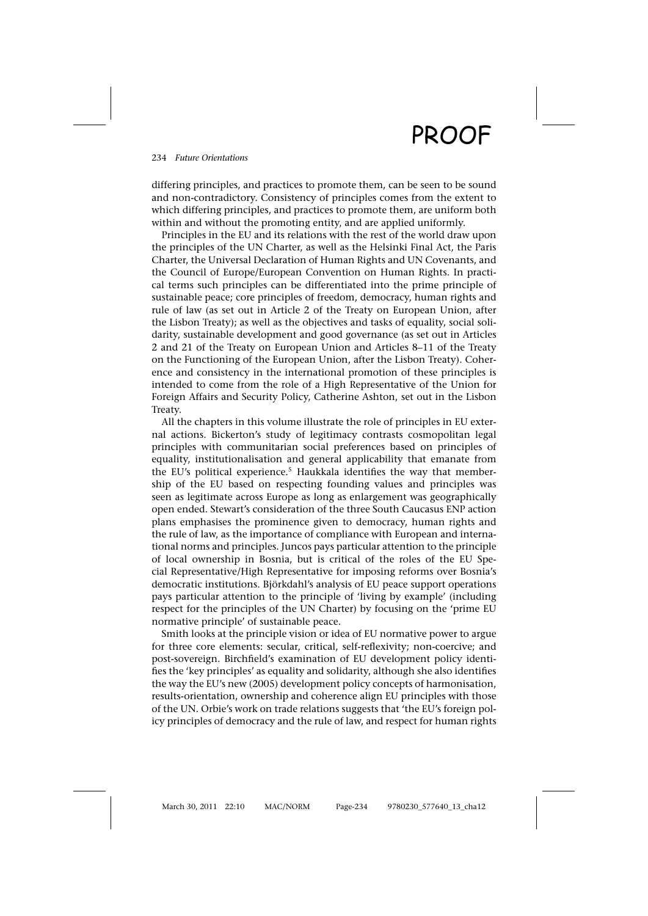differing principles, and practices to promote them, can be seen to be sound and non-contradictory. Consistency of principles comes from the extent to which differing principles, and practices to promote them, are uniform both within and without the promoting entity, and are applied uniformly.

Principles in the EU and its relations with the rest of the world draw upon the principles of the UN Charter, as well as the Helsinki Final Act, the Paris Charter, the Universal Declaration of Human Rights and UN Covenants, and the Council of Europe/European Convention on Human Rights. In practical terms such principles can be differentiated into the prime principle of sustainable peace; core principles of freedom, democracy, human rights and rule of law (as set out in Article 2 of the Treaty on European Union, after the Lisbon Treaty); as well as the objectives and tasks of equality, social solidarity, sustainable development and good governance (as set out in Articles 2 and 21 of the Treaty on European Union and Articles 8–11 of the Treaty on the Functioning of the European Union, after the Lisbon Treaty). Coherence and consistency in the international promotion of these principles is intended to come from the role of a High Representative of the Union for Foreign Affairs and Security Policy, Catherine Ashton, set out in the Lisbon Treaty.

All the chapters in this volume illustrate the role of principles in EU external actions. Bickerton's study of legitimacy contrasts cosmopolitan legal principles with communitarian social preferences based on principles of equality, institutionalisation and general applicability that emanate from the EU's political experience.[5] Haukkala identifies the way that membership of the EU based on respecting founding values and principles was seen as legitimate across Europe as long as enlargement was geographically open ended. Stewart's consideration of the three South Caucasus ENP action plans emphasises the prominence given to democracy, human rights and the rule of law, as the importance of compliance with European and international norms and principles. Juncos pays particular attention to the principle of local ownership in Bosnia, but is critical of the roles of the EU Special Representative/High Representative for imposing reforms over Bosnia's democratic institutions. Björkdahl's analysis of EU peace support operations pays particular attention to the principle of 'living by example' (including respect for the principles of the UN Charter) by focusing on the 'prime EU normative principle' of sustainable peace.

Smith looks at the principle vision or idea of EU normative power to argue for three core elements: secular, critical, self-reflexivity; non-coercive; and post-sovereign. Birchfield's examination of EU development policy identifies the 'key principles' as equality and solidarity, although she also identifies the way the EU's new (2005) development policy concepts of harmonisation, results-orientation, ownership and coherence align EU principles with those of the UN. Orbie's work on trade relations suggests that 'the EU's foreign policy principles of democracy and the rule of law, and respect for human rights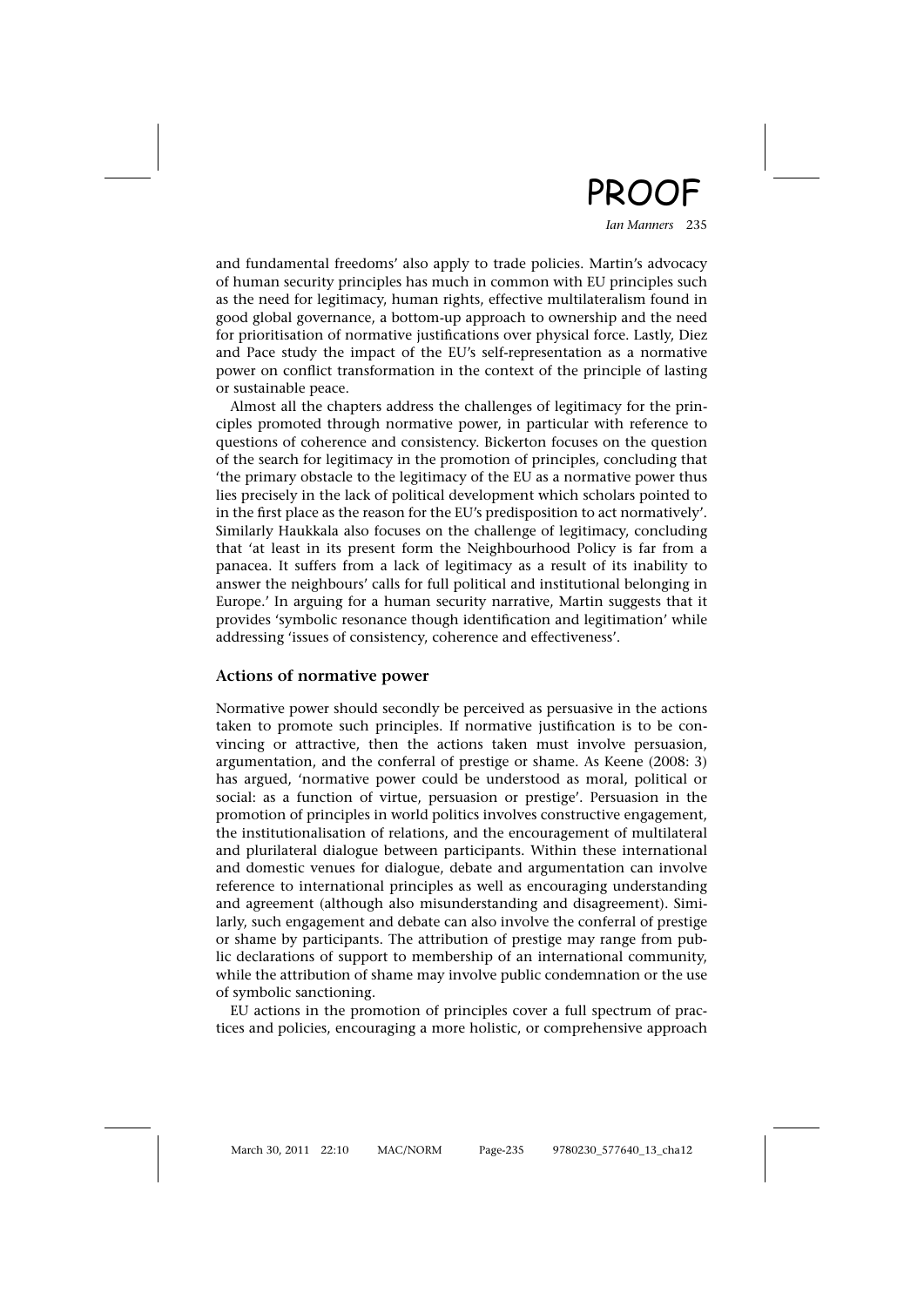and fundamental freedoms' also apply to trade policies. Martin's advocacy of human security principles has much in common with EU principles such as the need for legitimacy, human rights, effective multilateralism found in good global governance, a bottom-up approach to ownership and the need for prioritisation of normative justifications over physical force. Lastly, Diez and Pace study the impact of the EU's self-representation as a normative power on conflict transformation in the context of the principle of lasting or sustainable peace.

Almost all the chapters address the challenges of legitimacy for the principles promoted through normative power, in particular with reference to questions of coherence and consistency. Bickerton focuses on the question of the search for legitimacy in the promotion of principles, concluding that 'the primary obstacle to the legitimacy of the EU as a normative power thus lies precisely in the lack of political development which scholars pointed to in the first place as the reason for the EU's predisposition to act normatively'. Similarly Haukkala also focuses on the challenge of legitimacy, concluding that 'at least in its present form the Neighbourhood Policy is far from a panacea. It suffers from a lack of legitimacy as a result of its inability to answer the neighbours' calls for full political and institutional belonging in Europe.' In arguing for a human security narrative, Martin suggests that it provides 'symbolic resonance though identification and legitimation' while addressing 'issues of consistency, coherence and effectiveness'.

## Actions of normative power

Normative power should secondly be perceived as persuasive in the actions taken to promote such principles. If normative justification is to be convincing or attractive, then the actions taken must involve persuasion, argumentation, and the conferral of prestige or shame. As Keene (2008: 3) has argued, 'normative power could be understood as moral, political or social: as a function of virtue, persuasion or prestige'. Persuasion in the promotion of principles in world politics involves constructive engagement, the institutionalisation of relations, and the encouragement of multilateral and plurilateral dialogue between participants. Within these international and domestic venues for dialogue, debate and argumentation can involve reference to international principles as well as encouraging understanding and agreement (although also misunderstanding and disagreement). Similarly, such engagement and debate can also involve the conferral of prestige or shame by participants. The attribution of prestige may range from public declarations of support to membership of an international community, while the attribution of shame may involve public condemnation or the use of symbolic sanctioning.

EU actions in the promotion of principles cover a full spectrum of practices and policies, encouraging a more holistic, or comprehensive approach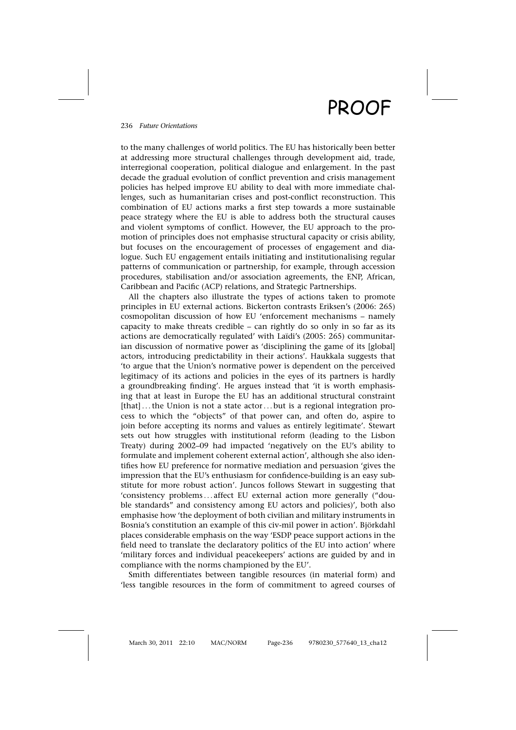to the many challenges of world politics. The EU has historically been better at addressing more structural challenges through development aid, trade, interregional cooperation, political dialogue and enlargement. In the past decade the gradual evolution of conflict prevention and crisis management policies has helped improve EU ability to deal with more immediate challenges, such as humanitarian crises and post-conflict reconstruction. This combination of EU actions marks a first step towards a more sustainable peace strategy where the EU is able to address both the structural causes and violent symptoms of conflict. However, the EU approach to the promotion of principles does not emphasise structural capacity or crisis ability, but focuses on the encouragement of processes of engagement and dialogue. Such EU engagement entails initiating and institutionalising regular patterns of communication or partnership, for example, through accession procedures, stabilisation and/or association agreements, the ENP, African, Caribbean and Pacific (ACP) relations, and Strategic Partnerships.

All the chapters also illustrate the types of actions taken to promote principles in EU external actions. Bickerton contrasts Eriksen's (2006: 265) cosmopolitan discussion of how EU 'enforcement mechanisms – namely capacity to make threats credible – can rightly do so only in so far as its actions are democratically regulated' with Laïdi's (2005: 265) communitarian discussion of normative power as 'disciplining the game of its [global] actors, introducing predictability in their actions'. Haukkala suggests that 'to argue that the Union's normative power is dependent on the perceived legitimacy of its actions and policies in the eyes of its partners is hardly a groundbreaking finding'. He argues instead that 'it is worth emphasising that at least in Europe the EU has an additional structural constraint [that] ... the Union is not a state actor ... but is a regional integration process to which the "objects" of that power can, and often do, aspire to join before accepting its norms and values as entirely legitimate'. Stewart sets out how struggles with institutional reform (leading to the Lisbon Treaty) during 2002–09 had impacted 'negatively on the EU's ability to formulate and implement coherent external action', although she also identifies how EU preference for normative mediation and persuasion 'gives the impression that the EU's enthusiasm for confidence-building is an easy substitute for more robust action'. Juncos follows Stewart in suggesting that 'consistency problems ... affect EU external action more generally ("double standards" and consistency among EU actors and policies)', both also emphasise how 'the deployment of both civilian and military instruments in Bosnia's constitution an example of this civ-mil power in action'. Björkdahl places considerable emphasis on the way 'ESDP peace support actions in the field need to translate the declaratory politics of the EU into action' where 'military forces and individual peacekeepers' actions are guided by and in compliance with the norms championed by the EU'.

Smith differentiates between tangible resources (in material form) and 'less tangible resources in the form of commitment to agreed courses of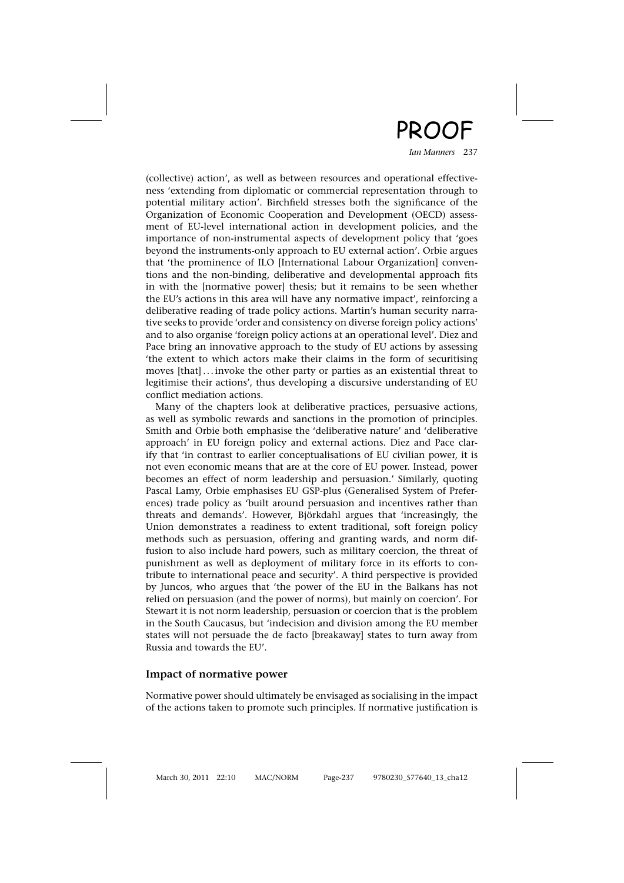(collective) action', as well as between resources and operational effectiveness 'extending from diplomatic or commercial representation through to potential military action'. Birchfield stresses both the significance of the Organization of Economic Cooperation and Development (OECD) assessment of EU-level international action in development policies, and the importance of non-instrumental aspects of development policy that 'goes beyond the instruments-only approach to EU external action'. Orbie argues that 'the prominence of ILO [International Labour Organization] conventions and the non-binding, deliberative and developmental approach fits in with the [normative power] thesis; but it remains to be seen whether the EU's actions in this area will have any normative impact', reinforcing a deliberative reading of trade policy actions. Martin's human security narrative seeks to provide 'order and consistency on diverse foreign policy actions' and to also organise 'foreign policy actions at an operational level'. Diez and Pace bring an innovative approach to the study of EU actions by assessing 'the extent to which actors make their claims in the form of securitising moves [that] . . . invoke the other party or parties as an existential threat to legitimise their actions', thus developing a discursive understanding of EU conflict mediation actions.

Many of the chapters look at deliberative practices, persuasive actions, as well as symbolic rewards and sanctions in the promotion of principles. Smith and Orbie both emphasise the 'deliberative nature' and 'deliberative approach' in EU foreign policy and external actions. Diez and Pace clarify that 'in contrast to earlier conceptualisations of EU civilian power, it is not even economic means that are at the core of EU power. Instead, power becomes an effect of norm leadership and persuasion.' Similarly, quoting Pascal Lamy, Orbie emphasises EU GSP-plus (Generalised System of Preferences) trade policy as 'built around persuasion and incentives rather than threats and demands'. However, Björkdahl argues that 'increasingly, the Union demonstrates a readiness to extent traditional, soft foreign policy methods such as persuasion, offering and granting wards, and norm diffusion to also include hard powers, such as military coercion, the threat of punishment as well as deployment of military force in its efforts to contribute to international peace and security'. A third perspective is provided by Juncos, who argues that 'the power of the EU in the Balkans has not relied on persuasion (and the power of norms), but mainly on coercion'. For Stewart it is not norm leadership, persuasion or coercion that is the problem in the South Caucasus, but 'indecision and division among the EU member states will not persuade the de facto [breakaway] states to turn away from Russia and towards the EU'.

## Impact of normative power

Normative power should ultimately be envisaged as socialising in the impact of the actions taken to promote such principles. If normative justification is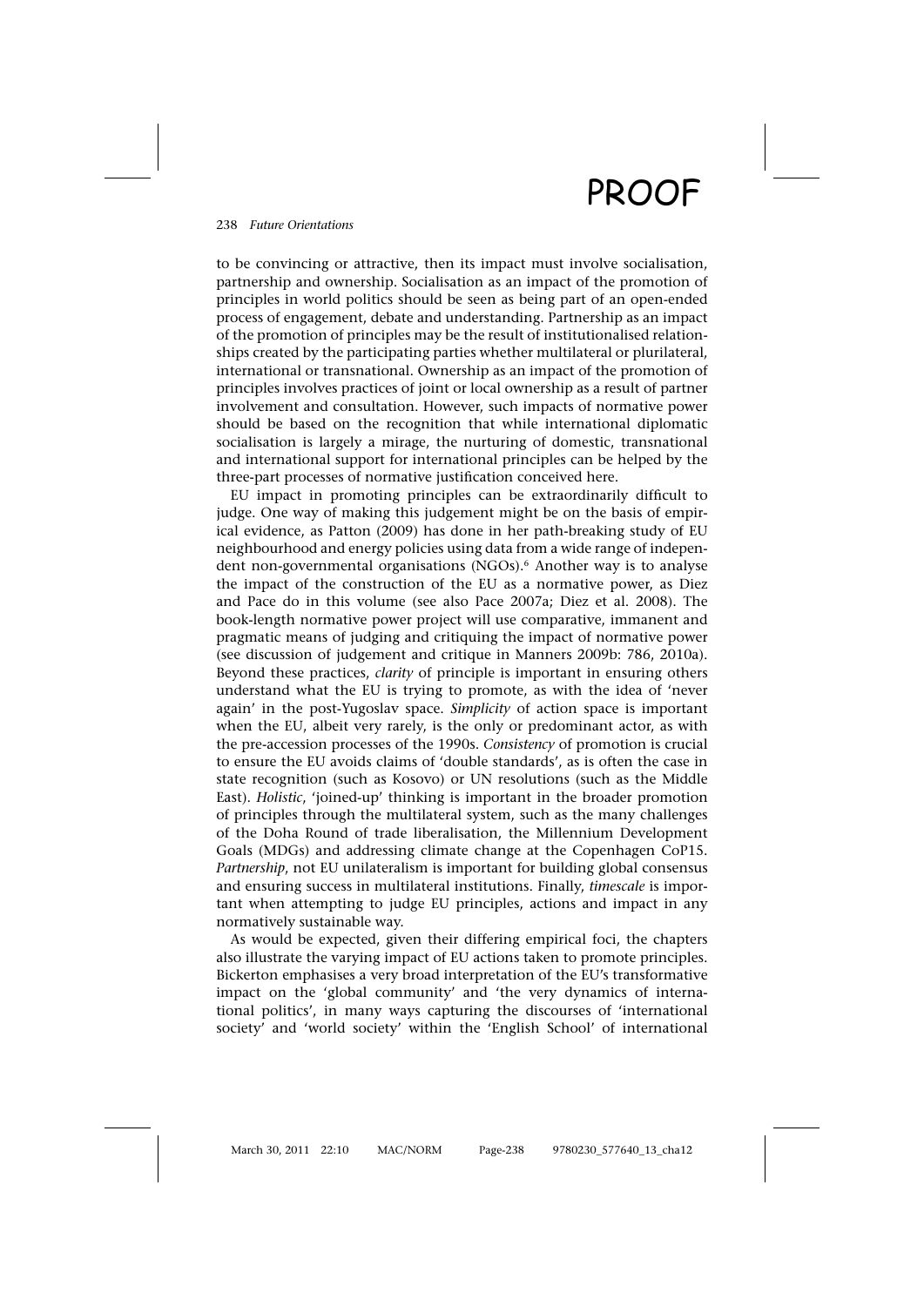to be convincing or attractive, then its impact must involve socialisation, partnership and ownership. Socialisation as an impact of the promotion of principles in world politics should be seen as being part of an open-ended process of engagement, debate and understanding. Partnership as an impact of the promotion of principles may be the result of institutionalised relationships created by the participating parties whether multilateral or plurilateral, international or transnational. Ownership as an impact of the promotion of principles involves practices of joint or local ownership as a result of partner involvement and consultation. However, such impacts of normative power should be based on the recognition that while international diplomatic socialisation is largely a mirage, the nurturing of domestic, transnational and international support for international principles can be helped by the three-part processes of normative justification conceived here.

EU impact in promoting principles can be extraordinarily difficult to judge. One way of making this judgement might be on the basis of empirical evidence, as Patton (2009) has done in her path-breaking study of EU neighbourhood and energy policies using data from a wide range of independent non-governmental organisations (NGOs).[6] Another way is to analyse the impact of the construction of the EU as a normative power, as Diez and Pace do in this volume (see also Pace 2007a; Diez et al. 2008). The book-length normative power project will use comparative, immanent and pragmatic means of judging and critiquing the impact of normative power (see discussion of judgement and critique in Manners 2009b: 786, 2010a). Beyond these practices, *clarity* of principle is important in ensuring others understand what the EU is trying to promote, as with the idea of 'never again' in the post-Yugoslav space. *Simplicity* of action space is important when the EU, albeit very rarely, is the only or predominant actor, as with the pre-accession processes of the 1990s. *Consistency* of promotion is crucial to ensure the EU avoids claims of 'double standards', as is often the case in state recognition (such as Kosovo) or UN resolutions (such as the Middle East). *Holistic*, 'joined-up' thinking is important in the broader promotion of principles through the multilateral system, such as the many challenges of the Doha Round of trade liberalisation, the Millennium Development Goals (MDGs) and addressing climate change at the Copenhagen CoP15. *Partnership*, not EU unilateralism is important for building global consensus and ensuring success in multilateral institutions. Finally, *timescale* is important when attempting to judge EU principles, actions and impact in any normatively sustainable way.

As would be expected, given their differing empirical foci, the chapters also illustrate the varying impact of EU actions taken to promote principles. Bickerton emphasises a very broad interpretation of the EU's transformative impact on the 'global community' and 'the very dynamics of international politics', in many ways capturing the discourses of 'international society' and 'world society' within the 'English School' of international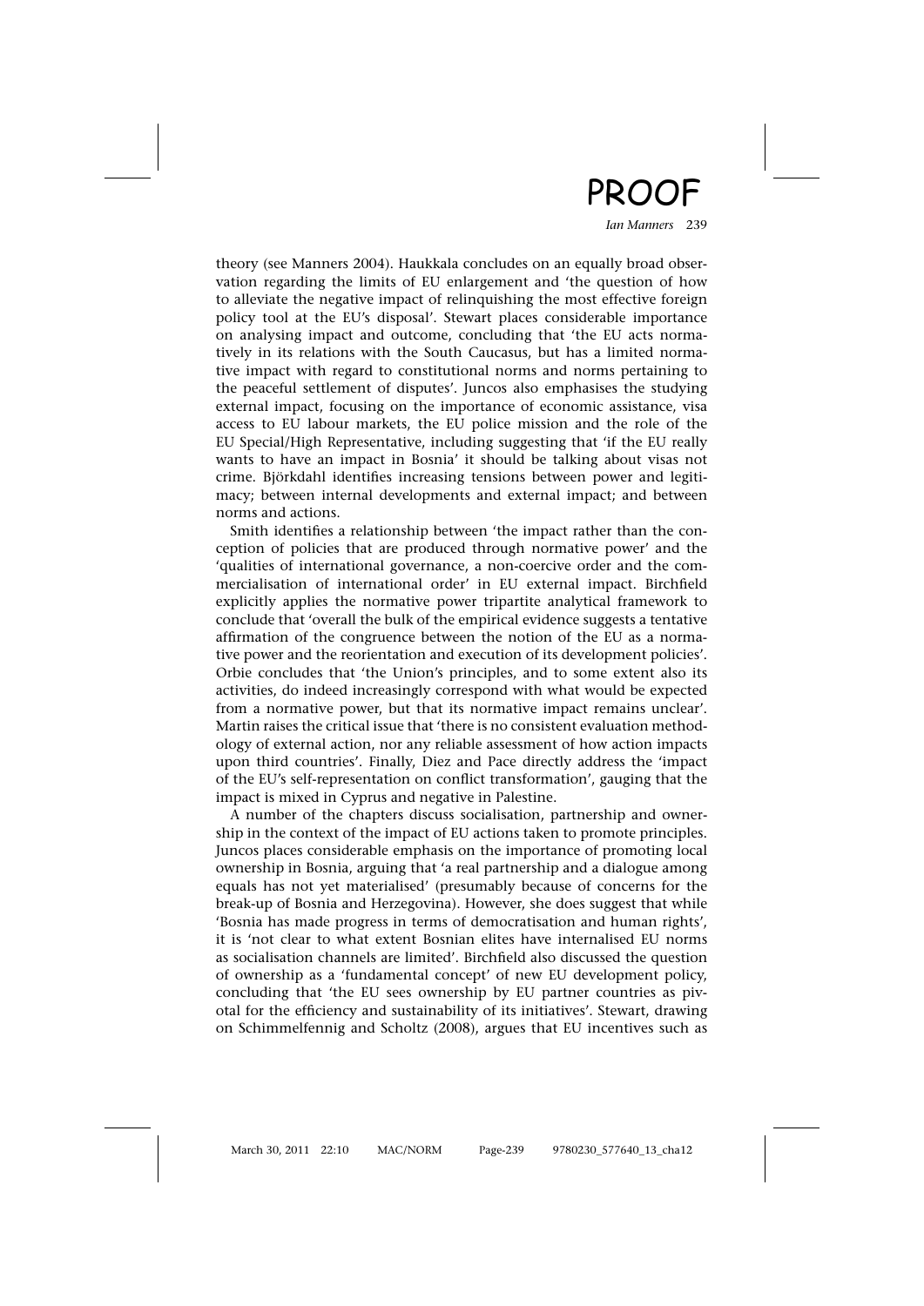theory (see Manners 2004). Haukkala concludes on an equally broad observation regarding the limits of EU enlargement and 'the question of how to alleviate the negative impact of relinquishing the most effective foreign policy tool at the EU's disposal'. Stewart places considerable importance on analysing impact and outcome, concluding that 'the EU acts normatively in its relations with the South Caucasus, but has a limited normative impact with regard to constitutional norms and norms pertaining to the peaceful settlement of disputes'. Juncos also emphasises the studying external impact, focusing on the importance of economic assistance, visa access to EU labour markets, the EU police mission and the role of the EU Special/High Representative, including suggesting that 'if the EU really wants to have an impact in Bosnia' it should be talking about visas not crime. Björkdahl identifies increasing tensions between power and legitimacy; between internal developments and external impact; and between norms and actions.

Smith identifies a relationship between 'the impact rather than the conception of policies that are produced through normative power' and the 'qualities of international governance, a non-coercive order and the commercialisation of international order' in EU external impact. Birchfield explicitly applies the normative power tripartite analytical framework to conclude that 'overall the bulk of the empirical evidence suggests a tentative affirmation of the congruence between the notion of the EU as a normative power and the reorientation and execution of its development policies'. Orbie concludes that 'the Union's principles, and to some extent also its activities, do indeed increasingly correspond with what would be expected from a normative power, but that its normative impact remains unclear'. Martin raises the critical issue that 'there is no consistent evaluation methodology of external action, nor any reliable assessment of how action impacts upon third countries'. Finally, Diez and Pace directly address the 'impact of the EU's self-representation on conflict transformation', gauging that the impact is mixed in Cyprus and negative in Palestine.

A number of the chapters discuss socialisation, partnership and ownership in the context of the impact of EU actions taken to promote principles. Juncos places considerable emphasis on the importance of promoting local ownership in Bosnia, arguing that 'a real partnership and a dialogue among equals has not yet materialised' (presumably because of concerns for the break-up of Bosnia and Herzegovina). However, she does suggest that while 'Bosnia has made progress in terms of democratisation and human rights', it is 'not clear to what extent Bosnian elites have internalised EU norms as socialisation channels are limited'. Birchfield also discussed the question of ownership as a 'fundamental concept' of new EU development policy, concluding that 'the EU sees ownership by EU partner countries as pivotal for the efficiency and sustainability of its initiatives'. Stewart, drawing on Schimmelfennig and Scholtz (2008), argues that EU incentives such as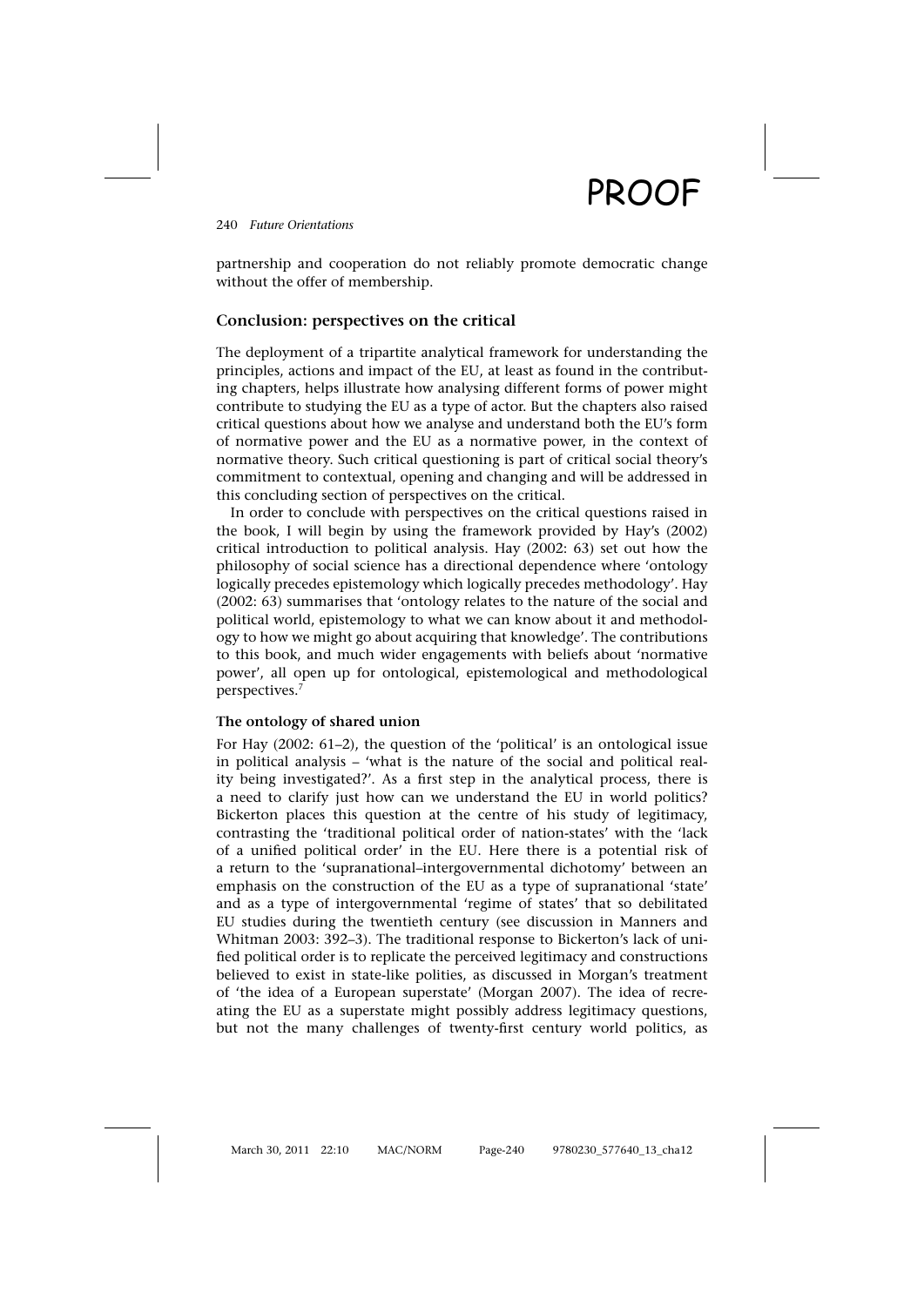partnership and cooperation do not reliably promote democratic change without the offer of membership.

## Conclusion: perspectives on the critical

The deployment of a tripartite analytical framework for understanding the principles, actions and impact of the EU, at least as found in the contributing chapters, helps illustrate how analysing different forms of power might contribute to studying the EU as a type of actor. But the chapters also raised critical questions about how we analyse and understand both the EU's form of normative power and the EU as a normative power, in the context of normative theory. Such critical questioning is part of critical social theory's commitment to contextual, opening and changing and will be addressed in this concluding section of perspectives on the critical.

In order to conclude with perspectives on the critical questions raised in the book, I will begin by using the framework provided by Hay's (2002) critical introduction to political analysis. Hay (2002: 63) set out how the philosophy of social science has a directional dependence where 'ontology logically precedes epistemology which logically precedes methodology'. Hay (2002: 63) summarises that 'ontology relates to the nature of the social and political world, epistemology to what we can know about it and methodology to how we might go about acquiring that knowledge'. The contributions to this book, and much wider engagements with beliefs about 'normative power', all open up for ontological, epistemological and methodological perspectives.[7]

### The ontology of shared union

For Hay (2002: 61–2), the question of the 'political' is an ontological issue in political analysis – 'what is the nature of the social and political reality being investigated?'. As a first step in the analytical process, there is a need to clarify just how can we understand the EU in world politics? Bickerton places this question at the centre of his study of legitimacy, contrasting the 'traditional political order of nation-states' with the 'lack of a unified political order' in the EU. Here there is a potential risk of a return to the 'supranational–intergovernmental dichotomy' between an emphasis on the construction of the EU as a type of supranational 'state' and as a type of intergovernmental 'regime of states' that so debilitated EU studies during the twentieth century (see discussion in Manners and Whitman 2003: 392–3). The traditional response to Bickerton's lack of unified political order is to replicate the perceived legitimacy and constructions believed to exist in state-like polities, as discussed in Morgan's treatment of 'the idea of a European superstate' (Morgan 2007). The idea of recreating the EU as a superstate might possibly address legitimacy questions, but not the many challenges of twenty-first century world politics, as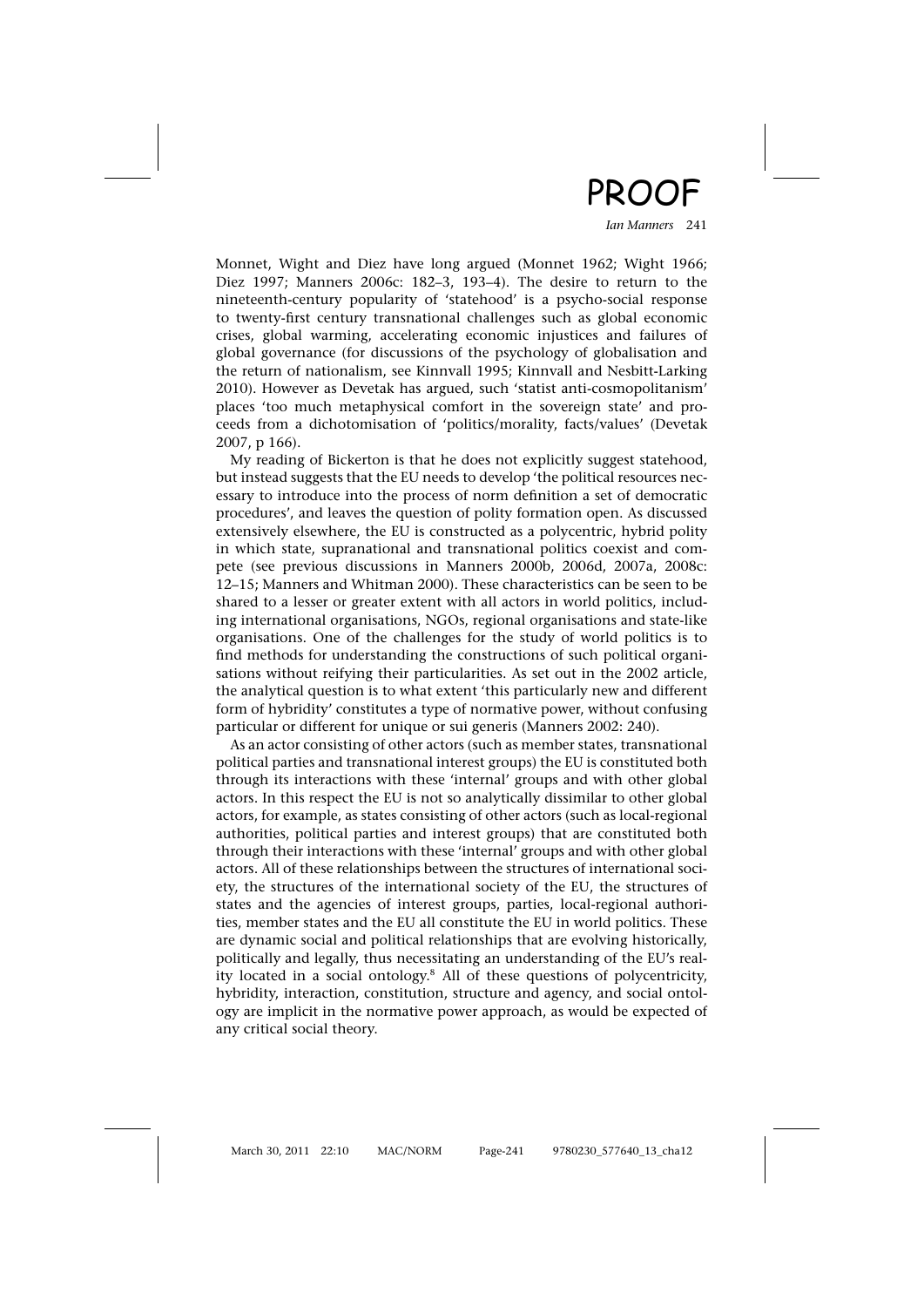Monnet, Wight and Diez have long argued (Monnet 1962; Wight 1966; Diez 1997; Manners 2006c: 182–3, 193–4). The desire to return to the nineteenth-century popularity of 'statehood' is a psycho-social response to twenty-first century transnational challenges such as global economic crises, global warming, accelerating economic injustices and failures of global governance (for discussions of the psychology of globalisation and the return of nationalism, see Kinnvall 1995; Kinnvall and Nesbitt-Larking 2010). However as Devetak has argued, such 'statist anti-cosmopolitanism' places 'too much metaphysical comfort in the sovereign state' and proceeds from a dichotomisation of 'politics/morality, facts/values' (Devetak 2007, p 166).

My reading of Bickerton is that he does not explicitly suggest statehood, but instead suggests that the EU needs to develop 'the political resources necessary to introduce into the process of norm definition a set of democratic procedures', and leaves the question of polity formation open. As discussed extensively elsewhere, the EU is constructed as a polycentric, hybrid polity in which state, supranational and transnational politics coexist and compete (see previous discussions in Manners 2000b, 2006d, 2007a, 2008c: 12–15; Manners and Whitman 2000). These characteristics can be seen to be shared to a lesser or greater extent with all actors in world politics, including international organisations, NGOs, regional organisations and state-like organisations. One of the challenges for the study of world politics is to find methods for understanding the constructions of such political organisations without reifying their particularities. As set out in the 2002 article, the analytical question is to what extent 'this particularly new and different form of hybridity' constitutes a type of normative power, without confusing particular or different for unique or sui generis (Manners 2002: 240).

As an actor consisting of other actors (such as member states, transnational political parties and transnational interest groups) the EU is constituted both through its interactions with these 'internal' groups and with other global actors. In this respect the EU is not so analytically dissimilar to other global actors, for example, as states consisting of other actors (such as local-regional authorities, political parties and interest groups) that are constituted both through their interactions with these 'internal' groups and with other global actors. All of these relationships between the structures of international society, the structures of the international society of the EU, the structures of states and the agencies of interest groups, parties, local-regional authorities, member states and the EU all constitute the EU in world politics. These are dynamic social and political relationships that are evolving historically, politically and legally, thus necessitating an understanding of the EU's reality located in a social ontology.[8] All of these questions of polycentricity, hybridity, interaction, constitution, structure and agency, and social ontology are implicit in the normative power approach, as would be expected of any critical social theory.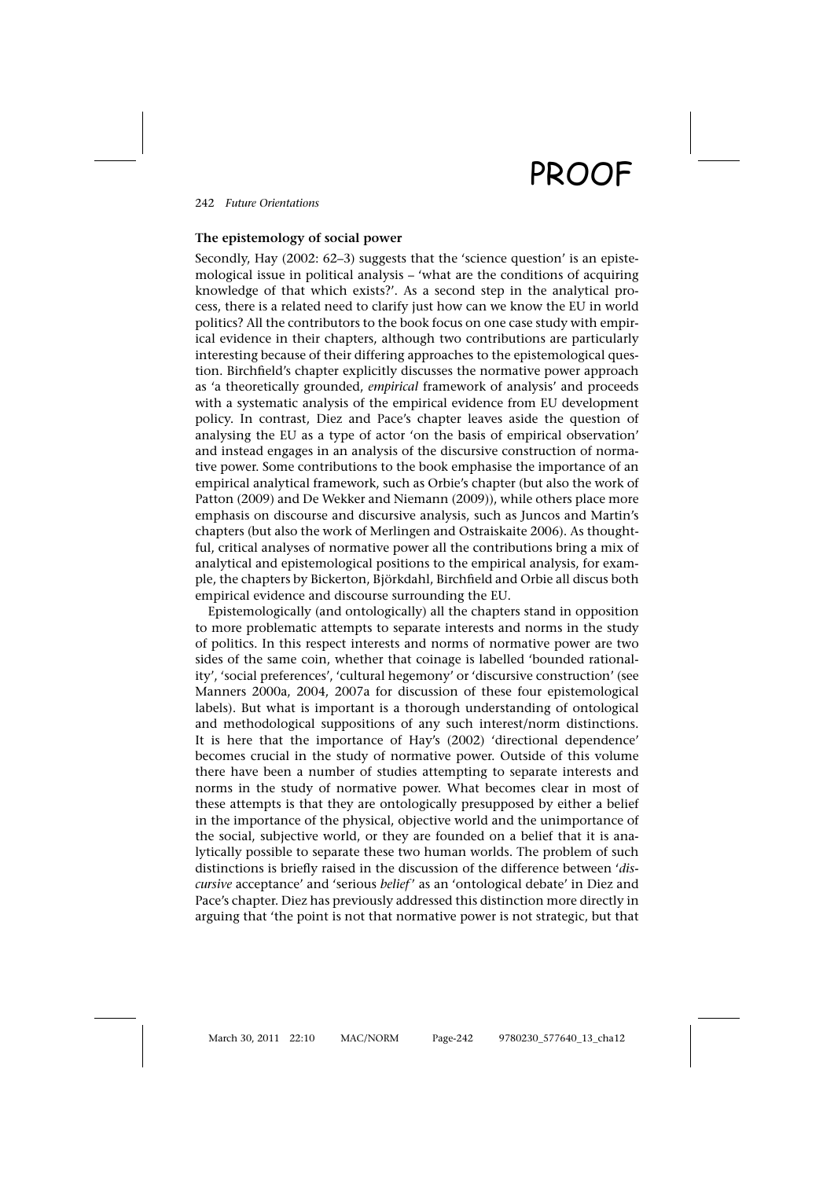## The epistemology of social power

Secondly, Hay (2002: 62–3) suggests that the 'science question' is an epistemological issue in political analysis – 'what are the conditions of acquiring knowledge of that which exists?'. As a second step in the analytical process, there is a related need to clarify just how can we know the EU in world politics? All the contributors to the book focus on one case study with empirical evidence in their chapters, although two contributions are particularly interesting because of their differing approaches to the epistemological question. Birchfield's chapter explicitly discusses the normative power approach as 'a theoretically grounded, *empirical* framework of analysis' and proceeds with a systematic analysis of the empirical evidence from EU development policy. In contrast, Diez and Pace's chapter leaves aside the question of analysing the EU as a type of actor 'on the basis of empirical observation' and instead engages in an analysis of the discursive construction of normative power. Some contributions to the book emphasise the importance of an empirical analytical framework, such as Orbie's chapter (but also the work of Patton (2009) and De Wekker and Niemann (2009)), while others place more emphasis on discourse and discursive analysis, such as Juncos and Martin's chapters (but also the work of Merlingen and Ostraiskaite 2006). As thoughtful, critical analyses of normative power all the contributions bring a mix of analytical and epistemological positions to the empirical analysis, for example, the chapters by Bickerton, Björkdahl, Birchfield and Orbie all discus both empirical evidence and discourse surrounding the EU.

Epistemologically (and ontologically) all the chapters stand in opposition to more problematic attempts to separate interests and norms in the study of politics. In this respect interests and norms of normative power are two sides of the same coin, whether that coinage is labelled 'bounded rationality', 'social preferences', 'cultural hegemony' or 'discursive construction' (see Manners 2000a, 2004, 2007a for discussion of these four epistemological labels). But what is important is a thorough understanding of ontological and methodological suppositions of any such interest/norm distinctions. It is here that the importance of Hay's (2002) 'directional dependence' becomes crucial in the study of normative power. Outside of this volume there have been a number of studies attempting to separate interests and norms in the study of normative power. What becomes clear in most of these attempts is that they are ontologically presupposed by either a belief in the importance of the physical, objective world and the unimportance of the social, subjective world, or they are founded on a belief that it is analytically possible to separate these two human worlds. The problem of such distinctions is briefly raised in the discussion of the difference between '*discursive* acceptance' and 'serious *belief*' as an 'ontological debate' in Diez and Pace's chapter. Diez has previously addressed this distinction more directly in arguing that 'the point is not that normative power is not strategic, but that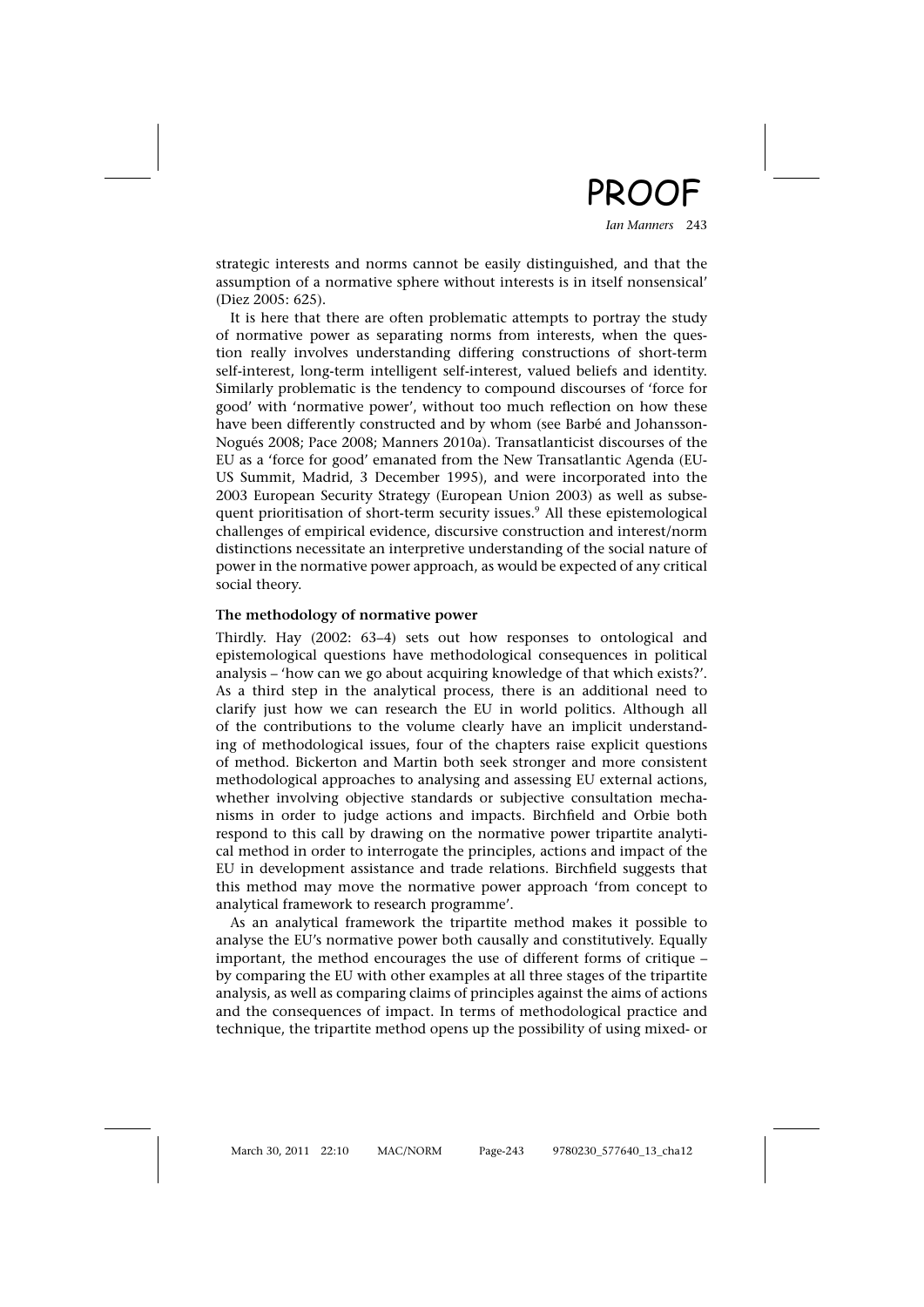strategic interests and norms cannot be easily distinguished, and that the assumption of a normative sphere without interests is in itself nonsensical' (Diez 2005: 625).

It is here that there are often problematic attempts to portray the study of normative power as separating norms from interests, when the question really involves understanding differing constructions of short-term self-interest, long-term intelligent self-interest, valued beliefs and identity. Similarly problematic is the tendency to compound discourses of 'force for good' with 'normative power', without too much reflection on how these have been differently constructed and by whom (see Barbé and Johansson-Nogués 2008; Pace 2008; Manners 2010a). Transatlanticist discourses of the EU as a 'force for good' emanated from the New Transatlantic Agenda (EU-US Summit, Madrid, 3 December 1995), and were incorporated into the 2003 European Security Strategy (European Union 2003) as well as subsequent prioritisation of short-term security issues.[9] All these epistemological challenges of empirical evidence, discursive construction and interest/norm distinctions necessitate an interpretive understanding of the social nature of power in the normative power approach, as would be expected of any critical social theory.

### The methodology of normative power

Thirdly. Hay (2002: 63–4) sets out how responses to ontological and epistemological questions have methodological consequences in political analysis – 'how can we go about acquiring knowledge of that which exists?'. As a third step in the analytical process, there is an additional need to clarify just how we can research the EU in world politics. Although all of the contributions to the volume clearly have an implicit understanding of methodological issues, four of the chapters raise explicit questions of method. Bickerton and Martin both seek stronger and more consistent methodological approaches to analysing and assessing EU external actions, whether involving objective standards or subjective consultation mechanisms in order to judge actions and impacts. Birchfield and Orbie both respond to this call by drawing on the normative power tripartite analytical method in order to interrogate the principles, actions and impact of the EU in development assistance and trade relations. Birchfield suggests that this method may move the normative power approach 'from concept to analytical framework to research programme'.

As an analytical framework the tripartite method makes it possible to analyse the EU's normative power both causally and constitutively. Equally important, the method encourages the use of different forms of critique – by comparing the EU with other examples at all three stages of the tripartite analysis, as well as comparing claims of principles against the aims of actions and the consequences of impact. In terms of methodological practice and technique, the tripartite method opens up the possibility of using mixed- or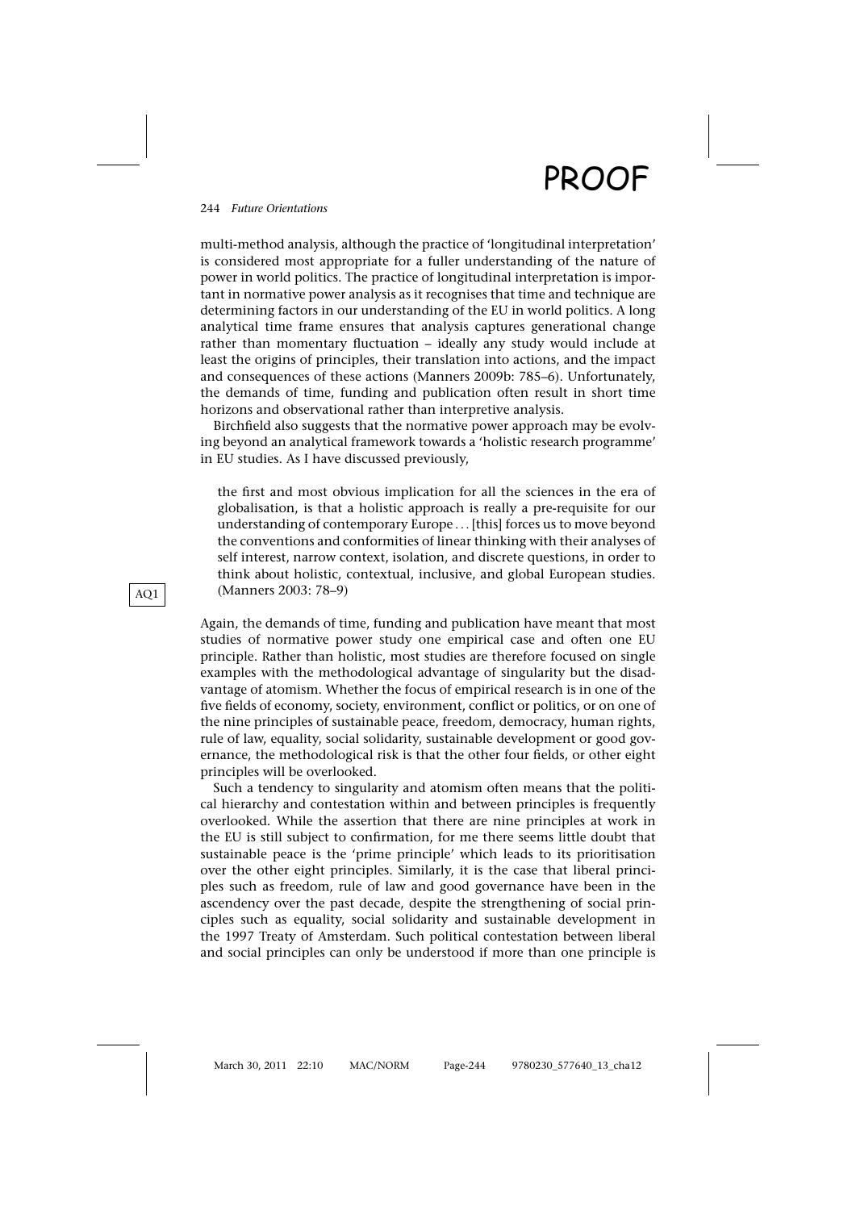multi-method analysis, although the practice of 'longitudinal interpretation' is considered most appropriate for a fuller understanding of the nature of power in world politics. The practice of longitudinal interpretation is important in normative power analysis as it recognises that time and technique are determining factors in our understanding of the EU in world politics. A long analytical time frame ensures that analysis captures generational change rather than momentary fluctuation – ideally any study would include at least the origins of principles, their translation into actions, and the impact and consequences of these actions (Manners 2009b: 785–6). Unfortunately, the demands of time, funding and publication often result in short time horizons and observational rather than interpretive analysis.

Birchfield also suggests that the normative power approach may be evolving beyond an analytical framework towards a 'holistic research programme' in EU studies. As I have discussed previously,

> the first and most obvious implication for all the sciences in the era of globalisation, is that a holistic approach is really a pre-requisite for our understanding of contemporary Europe ... [this] forces us to move beyond the conventions and conformities of linear thinking with their analyses of self interest, narrow context, isolation, and discrete questions, in order to think about holistic, contextual, inclusive, and global European studies. (Manners 2003: 78–9)

Again, the demands of time, funding and publication have meant that most studies of normative power study one empirical case and often one EU principle. Rather than holistic, most studies are therefore focused on single examples with the methodological advantage of singularity but the disadvantage of atomism. Whether the focus of empirical research is in one of the five fields of economy, society, environment, conflict or politics, or on one of the nine principles of sustainable peace, freedom, democracy, human rights, rule of law, equality, social solidarity, sustainable development or good governance, the methodological risk is that the other four fields, or other eight principles will be overlooked.

Such a tendency to singularity and atomism often means that the political hierarchy and contestation within and between principles is frequently overlooked. While the assertion that there are nine principles at work in the EU is still subject to confirmation, for me there seems little doubt that sustainable peace is the 'prime principle' which leads to its prioritisation over the other eight principles. Similarly, it is the case that liberal principles such as freedom, rule of law and good governance have been in the ascendency over the past decade, despite the strengthening of social principles such as equality, social solidarity and sustainable development in the 1997 Treaty of Amsterdam. Such political contestation between liberal and social principles can only be understood if more than one principle is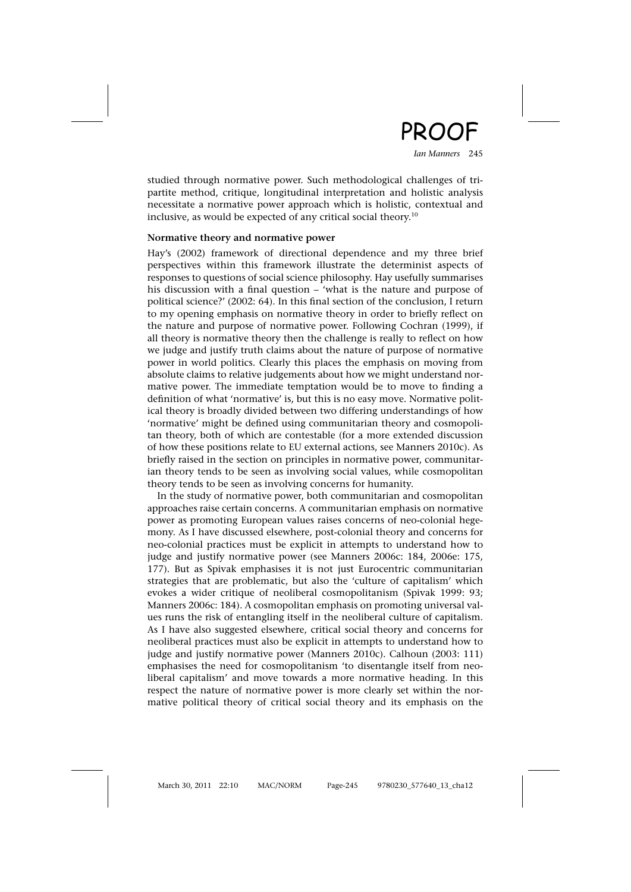studied through normative power. Such methodological challenges of tripartite method, critique, longitudinal interpretation and holistic analysis necessitate a normative power approach which is holistic, contextual and inclusive, as would be expected of any critical social theory.[10]

### Normative theory and normative power

Hay's (2002) framework of directional dependence and my three brief perspectives within this framework illustrate the determinist aspects of responses to questions of social science philosophy. Hay usefully summarises his discussion with a final question – 'what is the nature and purpose of political science?' (2002: 64). In this final section of the conclusion, I return to my opening emphasis on normative theory in order to briefly reflect on the nature and purpose of normative power. Following Cochran (1999), if all theory is normative theory then the challenge is really to reflect on how we judge and justify truth claims about the nature of purpose of normative power in world politics. Clearly this places the emphasis on moving from absolute claims to relative judgements about how we might understand normative power. The immediate temptation would be to move to finding a definition of what 'normative' is, but this is no easy move. Normative political theory is broadly divided between two differing understandings of how 'normative' might be defined using communitarian theory and cosmopolitan theory, both of which are contestable (for a more extended discussion of how these positions relate to EU external actions, see Manners 2010c). As briefly raised in the section on principles in normative power, communitarian theory tends to be seen as involving social values, while cosmopolitan theory tends to be seen as involving concerns for humanity.

In the study of normative power, both communitarian and cosmopolitan approaches raise certain concerns. A communitarian emphasis on normative power as promoting European values raises concerns of neo-colonial hegemony. As I have discussed elsewhere, post-colonial theory and concerns for neo-colonial practices must be explicit in attempts to understand how to judge and justify normative power (see Manners 2006c: 184, 2006e: 175, 177). But as Spivak emphasises it is not just Eurocentric communitarian strategies that are problematic, but also the 'culture of capitalism' which evokes a wider critique of neoliberal cosmopolitanism (Spivak 1999: 93; Manners 2006c: 184). A cosmopolitan emphasis on promoting universal values runs the risk of entangling itself in the neoliberal culture of capitalism. As I have also suggested elsewhere, critical social theory and concerns for neoliberal practices must also be explicit in attempts to understand how to judge and justify normative power (Manners 2010c). Calhoun (2003: 111) emphasises the need for cosmopolitanism 'to disentangle itself from neoliberal capitalism' and move towards a more normative heading. In this respect the nature of normative power is more clearly set within the normative political theory of critical social theory and its emphasis on the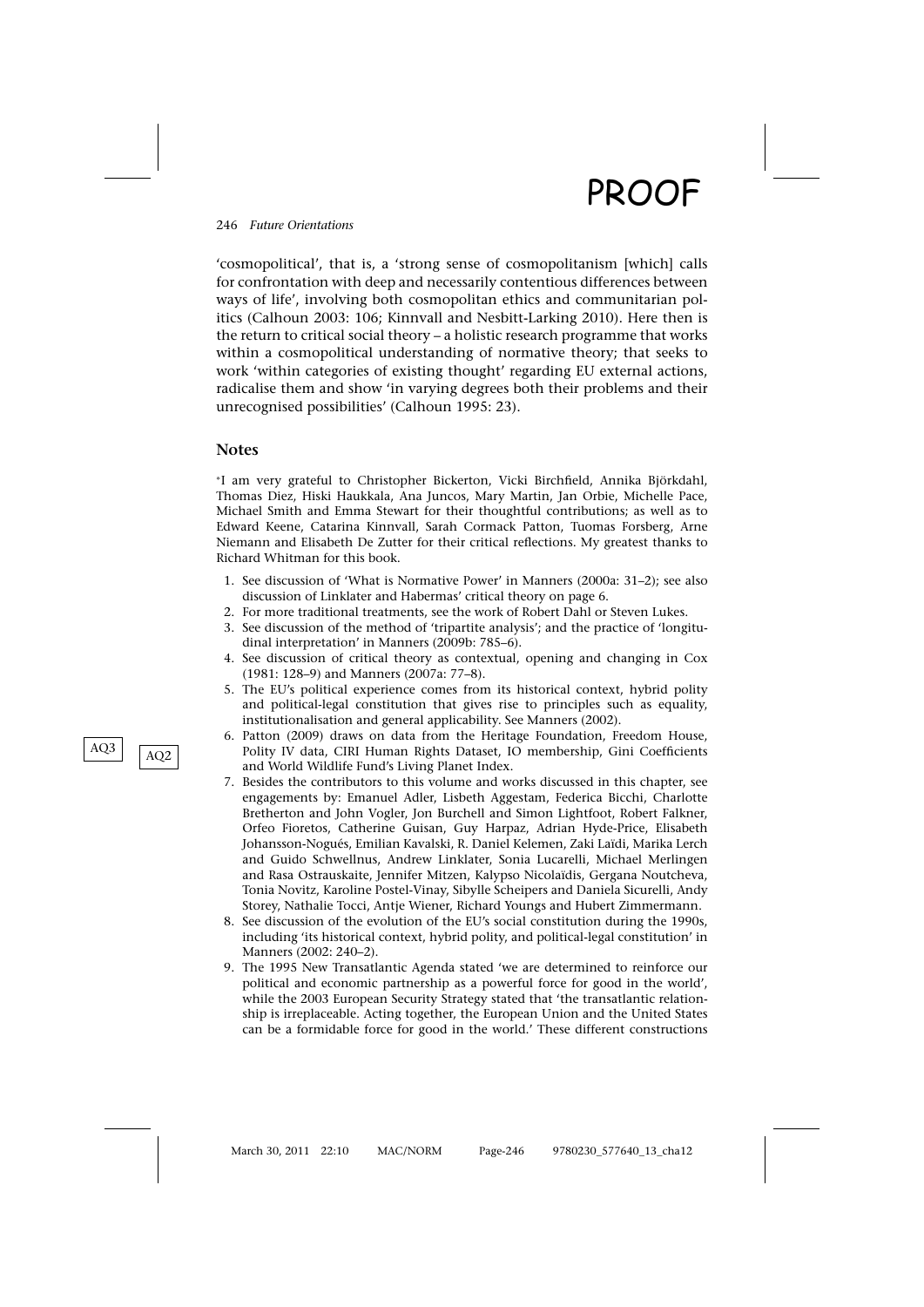'cosmopolitical', that is, a 'strong sense of cosmopolitanism [which] calls for confrontation with deep and necessarily contentious differences between ways of life', involving both cosmopolitan ethics and communitarian politics (Calhoun 2003: 106; Kinnvall and Nesbitt-Larking 2010). Here then is the return to critical social theory – a holistic research programme that works within a cosmopolitical understanding of normative theory; that seeks to work 'within categories of existing thought' regarding EU external actions, radicalise them and show 'in varying degrees both their problems and their unrecognised possibilities' (Calhoun 1995: 23).

## Notes

*I am very grateful to Christopher Bickerton, Vicki Birchfield, Annika Björkdahl, Thomas Diez, Hiski Haukkala, Ana Juncos, Mary Martin, Jan Orbie, Michelle Pace, Michael Smith and Emma Stewart for their thoughtful contributions; as well as to Edward Keene, Catarina Kinnvall, Sarah Cormack Patton, Tuomas Forsberg, Arne Niemann and Elisabeth De Zutter for their critical reflections. My greatest thanks to Richard Whitman for this book.

1. See discussion of 'What is Normative Power' in Manners (2000a: 31–2); see also discussion of Linklater and Habermas' critical theory on page 6.
2. For more traditional treatments, see the work of Robert Dahl or Steven Lukes.
3. See discussion of the method of 'tripartite analysis'; and the practice of 'longitudinal interpretation' in Manners (2009b: 785–6).
4. See discussion of critical theory as contextual, opening and changing in Cox (1981: 128–9) and Manners (2007a: 77–8).
5. The EU's political experience comes from its historical context, hybrid polity and political-legal constitution that gives rise to principles such as equality, institutionalisation and general applicability. See Manners (2002).
6. Patton (2009) draws on data from the Heritage Foundation, Freedom House, Polity IV data, CIRI Human Rights Dataset, IO membership, Gini Coefficients and World Wildlife Fund's Living Planet Index.
7. Besides the contributors to this volume and works discussed in this chapter, see engagements by: Emanuel Adler, Lisbeth Aggestam, Federica Bicchi, Charlotte Bretherton and John Vogler, Jon Burchell and Simon Lightfoot, Robert Falkner, Orfeo Fioretos, Catherine Guisan, Guy Harpaz, Adrian Hyde-Price, Elisabeth Johansson-Nogués, Emilian Kavalski, R. Daniel Kelemen, Zaki Laïdi, Marika Lerch and Guido Schwellnus, Andrew Linklater, Sonia Lucarelli, Michael Merlingen and Rasa Ostrauskaite, Jennifer Mitzen, Kalypso Nicolaïdis, Gergana Noutcheva, Tonia Novitz, Karoline Postel-Vinay, Sibylle Scheipers and Daniela Sicurelli, Andy Storey, Nathalie Tocci, Antje Wiener, Richard Youngs and Hubert Zimmermann.
8. See discussion of the evolution of the EU's social constitution during the 1990s, including 'its historical context, hybrid polity, and political-legal constitution' in Manners (2002: 240–2).
9. The 1995 New Transatlantic Agenda stated 'we are determined to reinforce our political and economic partnership as a powerful force for good in the world', while the 2003 European Security Strategy stated that 'the transatlantic relationship is irreplaceable. Acting together, the European Union and the United States can be a formidable force for good in the world.' These different constructions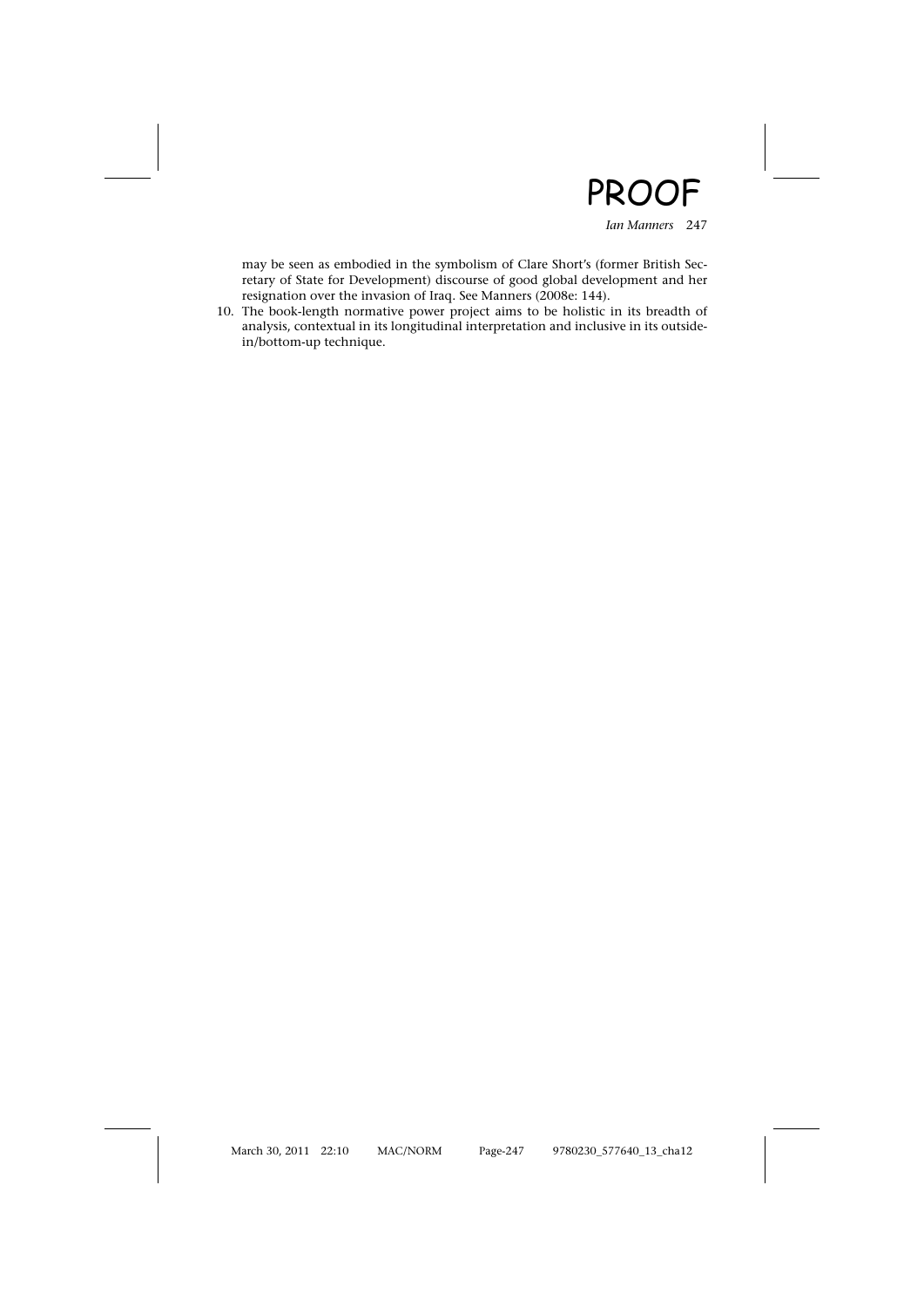may be seen as embodied in the symbolism of Clare Short's (former British Secretary of State for Development) discourse of good global development and her resignation over the invasion of Iraq. See Manners (2008e: 144).

10. The book-length normative power project aims to be holistic in its breadth of analysis, contextual in its longitudinal interpretation and inclusive in its outside-in/bottom-up technique.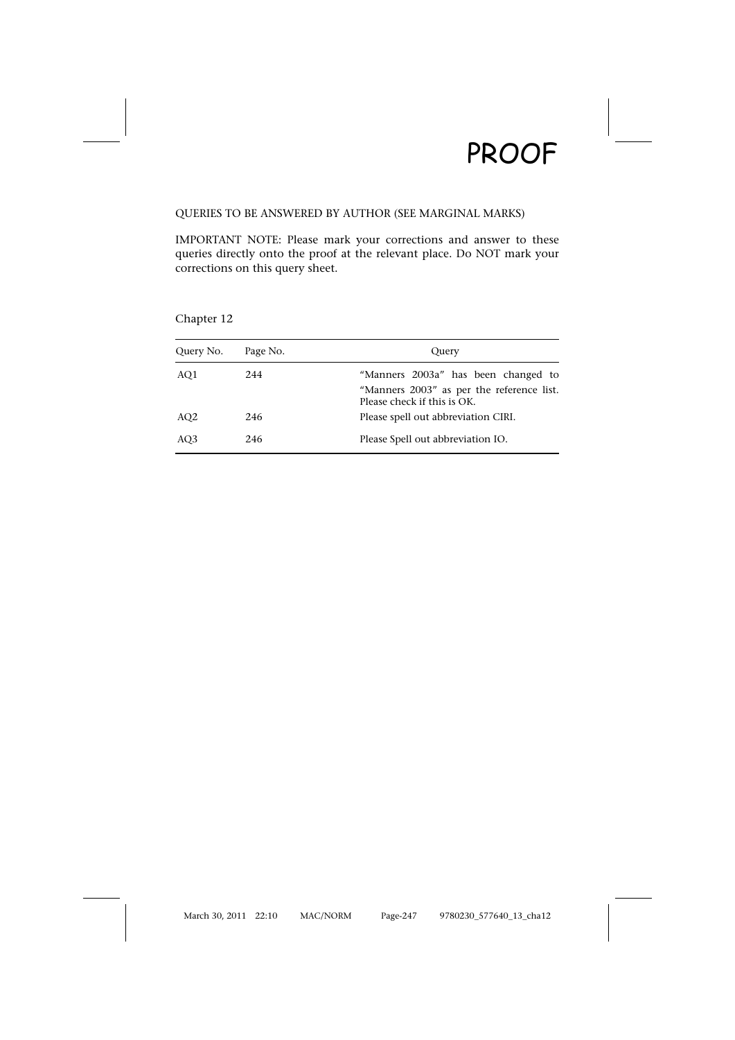# PROOF

QUERIES TO BE ANSWERED BY AUTHOR (SEE MARGINAL MARKS)

IMPORTANT NOTE: Please mark your corrections and answer to these queries directly onto the proof at the relevant place. Do NOT mark your corrections on this query sheet.

Chapter 12

| Query No. | Page No. | Query |
|---|---|---|
| AQ1 | 244 | "Manners 2003a" has been changed to "Manners 2003" as per the reference list. Please check if this is OK. |
| AQ2 | 246 | Please spell out abbreviation CIRI. |
| AQ3 | 246 | Please Spell out abbreviation IO. |